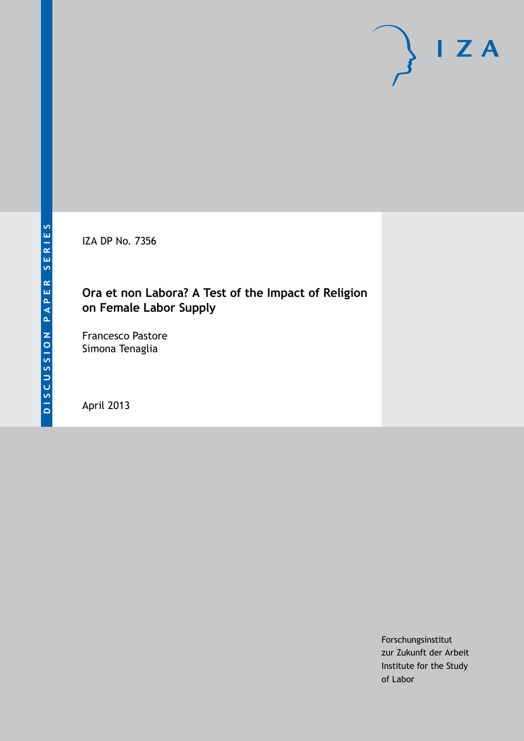DISCUSSION PAPER SERIES

IZA DP No. 7356

# Ora et non Labora? A Test of the Impact of Religion on Female Labor Supply

Francesco Pastore
Simona Tenaglia

April 2013

Forschungsinstitut
zur Zukunft der Arbeit
Institute for the Study
of Labor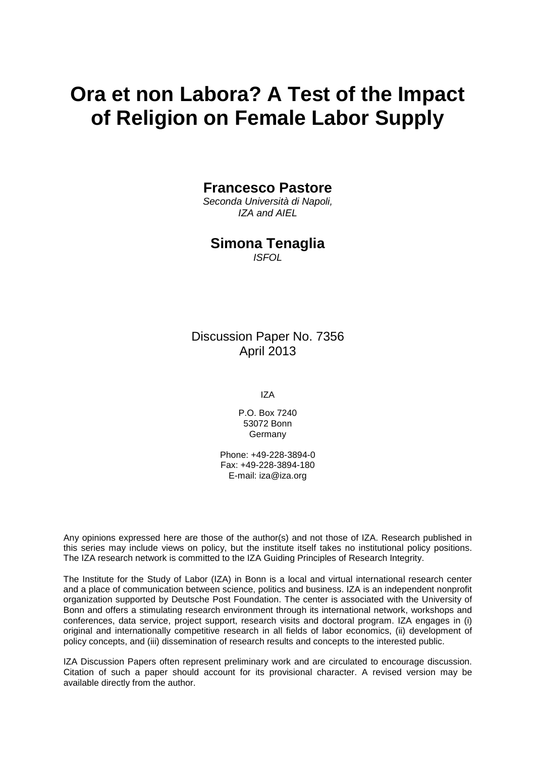# Ora et non Labora? A Test of the Impact of Religion on Female Labor Supply

**Francesco Pastore**

*Seconda Università di Napoli,*
*IZA and AIEL*

**Simona Tenaglia**

*ISFOL*

Discussion Paper No. 7356
April 2013

IZA

P.O. Box 7240
53072 Bonn
Germany

Phone: +49-228-3894-0
Fax: +49-228-3894-180
E-mail: iza@iza.org

Any opinions expressed here are those of the author(s) and not those of IZA. Research published in this series may include views on policy, but the institute itself takes no institutional policy positions. The IZA research network is committed to the IZA Guiding Principles of Research Integrity.

The Institute for the Study of Labor (IZA) in Bonn is a local and virtual international research center and a place of communication between science, politics and business. IZA is an independent nonprofit organization supported by Deutsche Post Foundation. The center is associated with the University of Bonn and offers a stimulating research environment through its international network, workshops and conferences, data service, project support, research visits and doctoral program. IZA engages in (i) original and internationally competitive research in all fields of labor economics, (ii) development of policy concepts, and (iii) dissemination of research results and concepts to the interested public.

IZA Discussion Papers often represent preliminary work and are circulated to encourage discussion. Citation of such a paper should account for its provisional character. A revised version may be available directly from the author.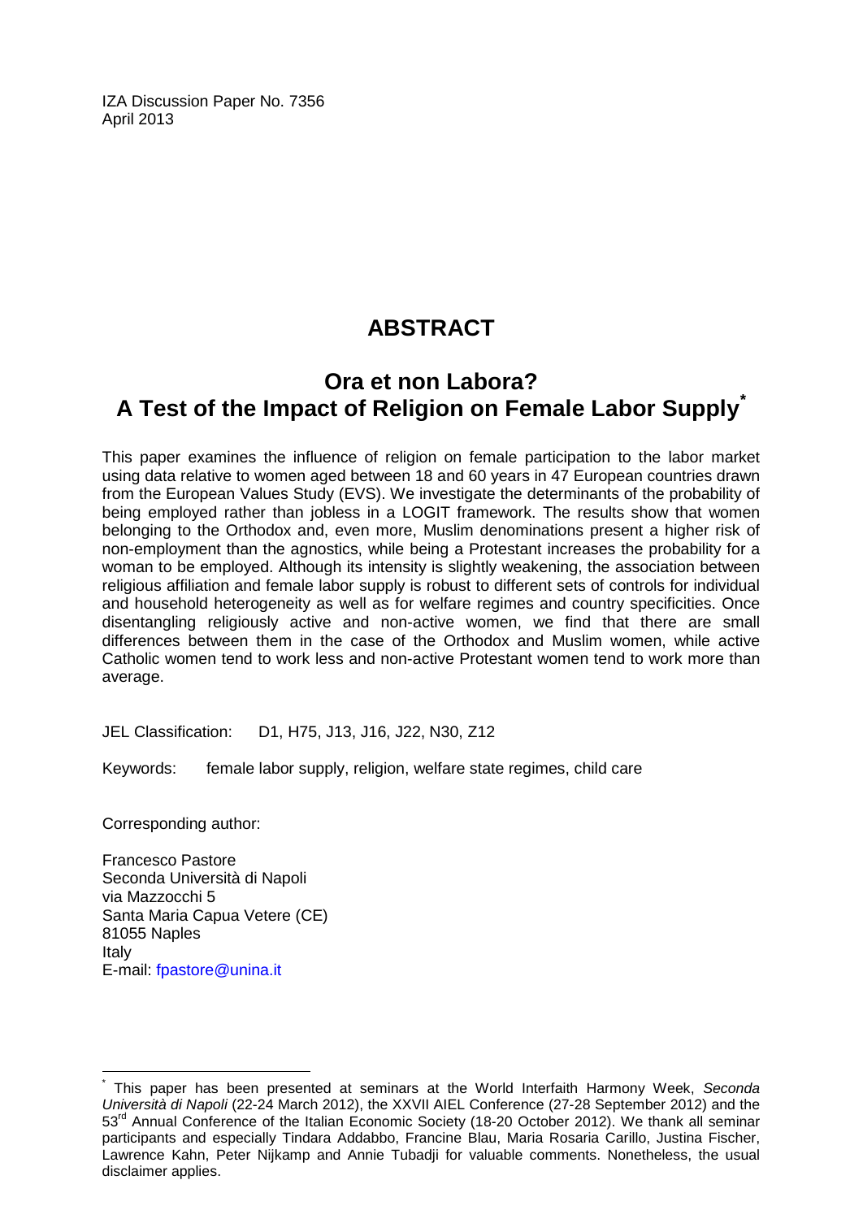IZA Discussion Paper No. 7356
April 2013

# ABSTRACT

## Ora et non Labora? A Test of the Impact of Religion on Female Labor Supply[*]

This paper examines the influence of religion on female participation to the labor market using data relative to women aged between 18 and 60 years in 47 European countries drawn from the European Values Study (EVS). We investigate the determinants of the probability of being employed rather than jobless in a LOGIT framework. The results show that women belonging to the Orthodox and, even more, Muslim denominations present a higher risk of non-employment than the agnostics, while being a Protestant increases the probability for a woman to be employed. Although its intensity is slightly weakening, the association between religious affiliation and female labor supply is robust to different sets of controls for individual and household heterogeneity as well as for welfare regimes and country specificities. Once disentangling religiously active and non-active women, we find that there are small differences between them in the case of the Orthodox and Muslim women, while active Catholic women tend to work less and non-active Protestant women tend to work more than average.

JEL Classification: D1, H75, J13, J16, J22, N30, Z12

Keywords: female labor supply, religion, welfare state regimes, child care

Corresponding author:

Francesco Pastore
Seconda Università di Napoli
via Mazzocchi 5
Santa Maria Capua Vetere (CE)
81055 Naples
Italy
E-mail: fpastore@unina.it

---

[*] This paper has been presented at seminars at the World Interfaith Harmony Week, *Seconda Università di Napoli* (22-24 March 2012), the XXVII AIEL Conference (27-28 September 2012) and the 53rd Annual Conference of the Italian Economic Society (18-20 October 2012). We thank all seminar participants and especially Tindara Addabbo, Francine Blau, Maria Rosaria Carillo, Justina Fischer, Lawrence Kahn, Peter Nijkamp and Annie Tubadji for valuable comments. Nonetheless, the usual disclaimer applies.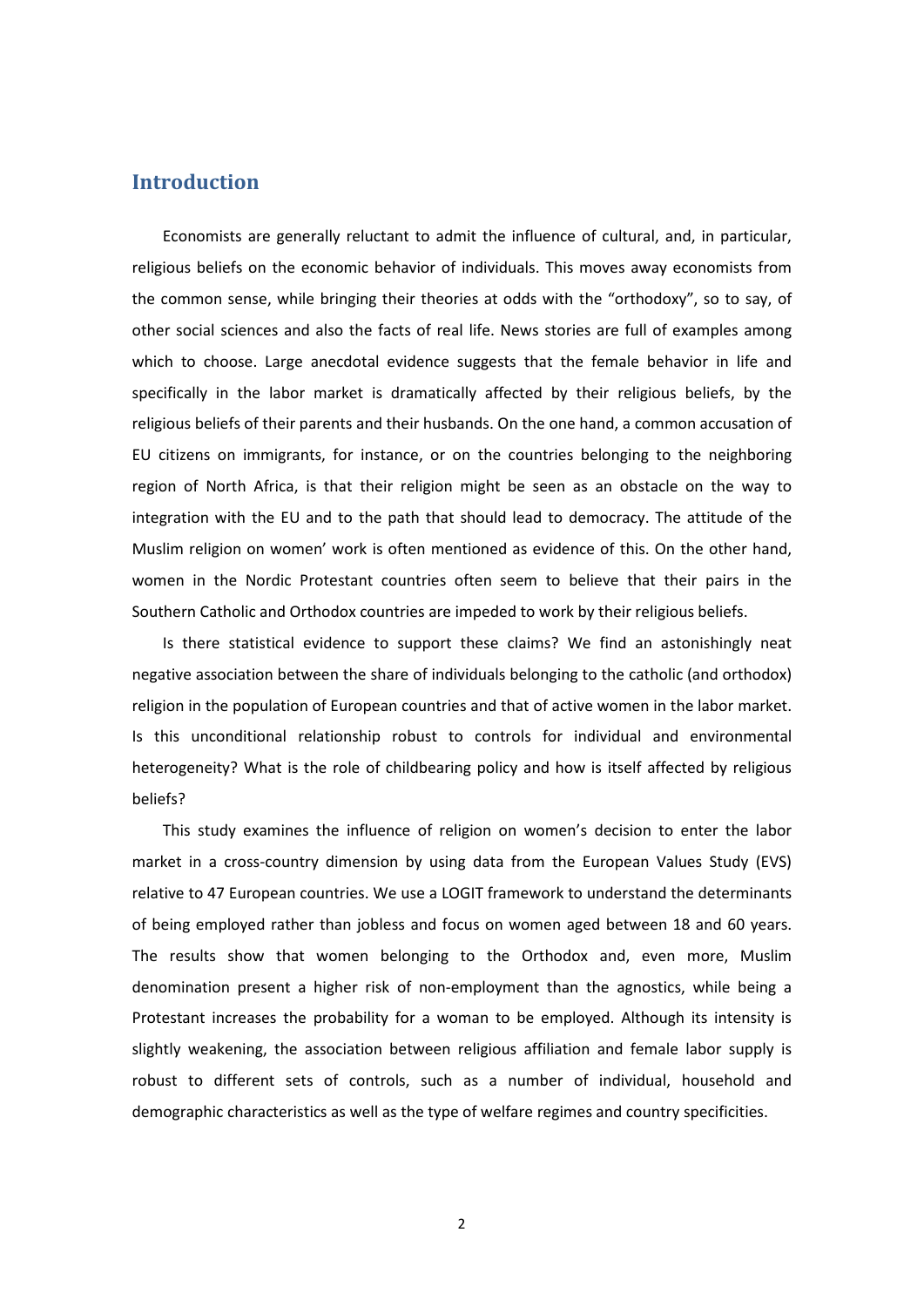## Introduction

Economists are generally reluctant to admit the influence of cultural, and, in particular, religious beliefs on the economic behavior of individuals. This moves away economists from the common sense, while bringing their theories at odds with the "orthodoxy", so to say, of other social sciences and also the facts of real life. News stories are full of examples among which to choose. Large anecdotal evidence suggests that the female behavior in life and specifically in the labor market is dramatically affected by their religious beliefs, by the religious beliefs of their parents and their husbands. On the one hand, a common accusation of EU citizens on immigrants, for instance, or on the countries belonging to the neighboring region of North Africa, is that their religion might be seen as an obstacle on the way to integration with the EU and to the path that should lead to democracy. The attitude of the Muslim religion on women' work is often mentioned as evidence of this. On the other hand, women in the Nordic Protestant countries often seem to believe that their pairs in the Southern Catholic and Orthodox countries are impeded to work by their religious beliefs.

Is there statistical evidence to support these claims? We find an astonishingly neat negative association between the share of individuals belonging to the catholic (and orthodox) religion in the population of European countries and that of active women in the labor market. Is this unconditional relationship robust to controls for individual and environmental heterogeneity? What is the role of childbearing policy and how is itself affected by religious beliefs?

This study examines the influence of religion on women's decision to enter the labor market in a cross-country dimension by using data from the European Values Study (EVS) relative to 47 European countries. We use a LOGIT framework to understand the determinants of being employed rather than jobless and focus on women aged between 18 and 60 years. The results show that women belonging to the Orthodox and, even more, Muslim denomination present a higher risk of non-employment than the agnostics, while being a Protestant increases the probability for a woman to be employed. Although its intensity is slightly weakening, the association between religious affiliation and female labor supply is robust to different sets of controls, such as a number of individual, household and demographic characteristics as well as the type of welfare regimes and country specificities.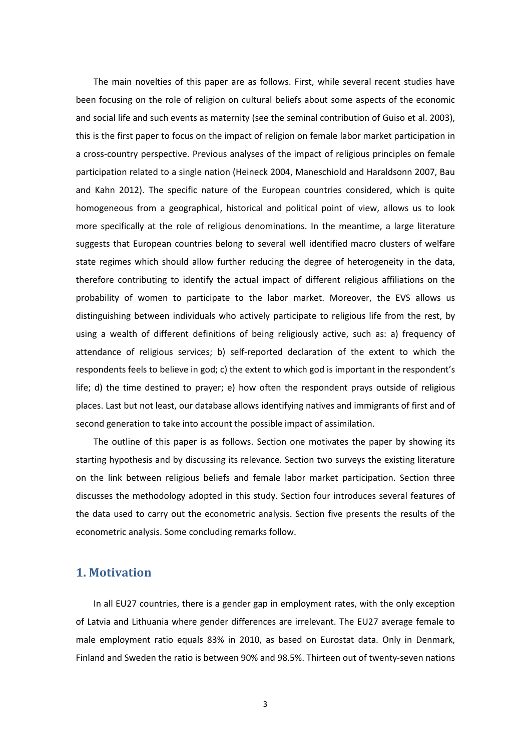The main novelties of this paper are as follows. First, while several recent studies have been focusing on the role of religion on cultural beliefs about some aspects of the economic and social life and such events as maternity (see the seminal contribution of Guiso et al. 2003), this is the first paper to focus on the impact of religion on female labor market participation in a cross-country perspective. Previous analyses of the impact of religious principles on female participation related to a single nation (Heineck 2004, Maneschiold and Haraldsonn 2007, Bau and Kahn 2012). The specific nature of the European countries considered, which is quite homogeneous from a geographical, historical and political point of view, allows us to look more specifically at the role of religious denominations. In the meantime, a large literature suggests that European countries belong to several well identified macro clusters of welfare state regimes which should allow further reducing the degree of heterogeneity in the data, therefore contributing to identify the actual impact of different religious affiliations on the probability of women to participate to the labor market. Moreover, the EVS allows us distinguishing between individuals who actively participate to religious life from the rest, by using a wealth of different definitions of being religiously active, such as: a) frequency of attendance of religious services; b) self-reported declaration of the extent to which the respondents feels to believe in god; c) the extent to which god is important in the respondent's life; d) the time destined to prayer; e) how often the respondent prays outside of religious places. Last but not least, our database allows identifying natives and immigrants of first and of second generation to take into account the possible impact of assimilation.

The outline of this paper is as follows. Section one motivates the paper by showing its starting hypothesis and by discussing its relevance. Section two surveys the existing literature on the link between religious beliefs and female labor market participation. Section three discusses the methodology adopted in this study. Section four introduces several features of the data used to carry out the econometric analysis. Section five presents the results of the econometric analysis. Some concluding remarks follow.

## 1. Motivation

In all EU27 countries, there is a gender gap in employment rates, with the only exception of Latvia and Lithuania where gender differences are irrelevant. The EU27 average female to male employment ratio equals 83% in 2010, as based on Eurostat data. Only in Denmark, Finland and Sweden the ratio is between 90% and 98.5%. Thirteen out of twenty-seven nations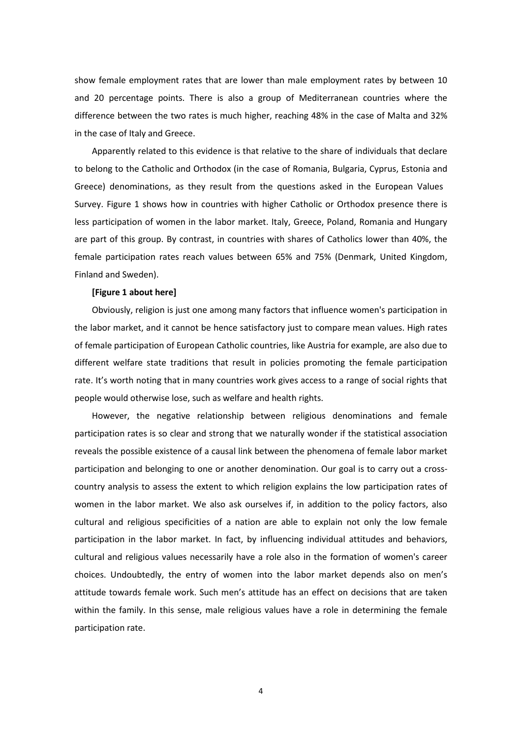show female employment rates that are lower than male employment rates by between 10 and 20 percentage points. There is also a group of Mediterranean countries where the difference between the two rates is much higher, reaching 48% in the case of Malta and 32% in the case of Italy and Greece.

Apparently related to this evidence is that relative to the share of individuals that declare to belong to the Catholic and Orthodox (in the case of Romania, Bulgaria, Cyprus, Estonia and Greece) denominations, as they result from the questions asked in the European Values Survey. Figure 1 shows how in countries with higher Catholic or Orthodox presence there is less participation of women in the labor market. Italy, Greece, Poland, Romania and Hungary are part of this group. By contrast, in countries with shares of Catholics lower than 40%, the female participation rates reach values between 65% and 75% (Denmark, United Kingdom, Finland and Sweden).

**[Figure 1 about here]**

Obviously, religion is just one among many factors that influence women's participation in the labor market, and it cannot be hence satisfactory just to compare mean values. High rates of female participation of European Catholic countries, like Austria for example, are also due to different welfare state traditions that result in policies promoting the female participation rate. It's worth noting that in many countries work gives access to a range of social rights that people would otherwise lose, such as welfare and health rights.

However, the negative relationship between religious denominations and female participation rates is so clear and strong that we naturally wonder if the statistical association reveals the possible existence of a causal link between the phenomena of female labor market participation and belonging to one or another denomination. Our goal is to carry out a cross-country analysis to assess the extent to which religion explains the low participation rates of women in the labor market. We also ask ourselves if, in addition to the policy factors, also cultural and religious specificities of a nation are able to explain not only the low female participation in the labor market. In fact, by influencing individual attitudes and behaviors, cultural and religious values necessarily have a role also in the formation of women's career choices. Undoubtedly, the entry of women into the labor market depends also on men's attitude towards female work. Such men's attitude has an effect on decisions that are taken within the family. In this sense, male religious values have a role in determining the female participation rate.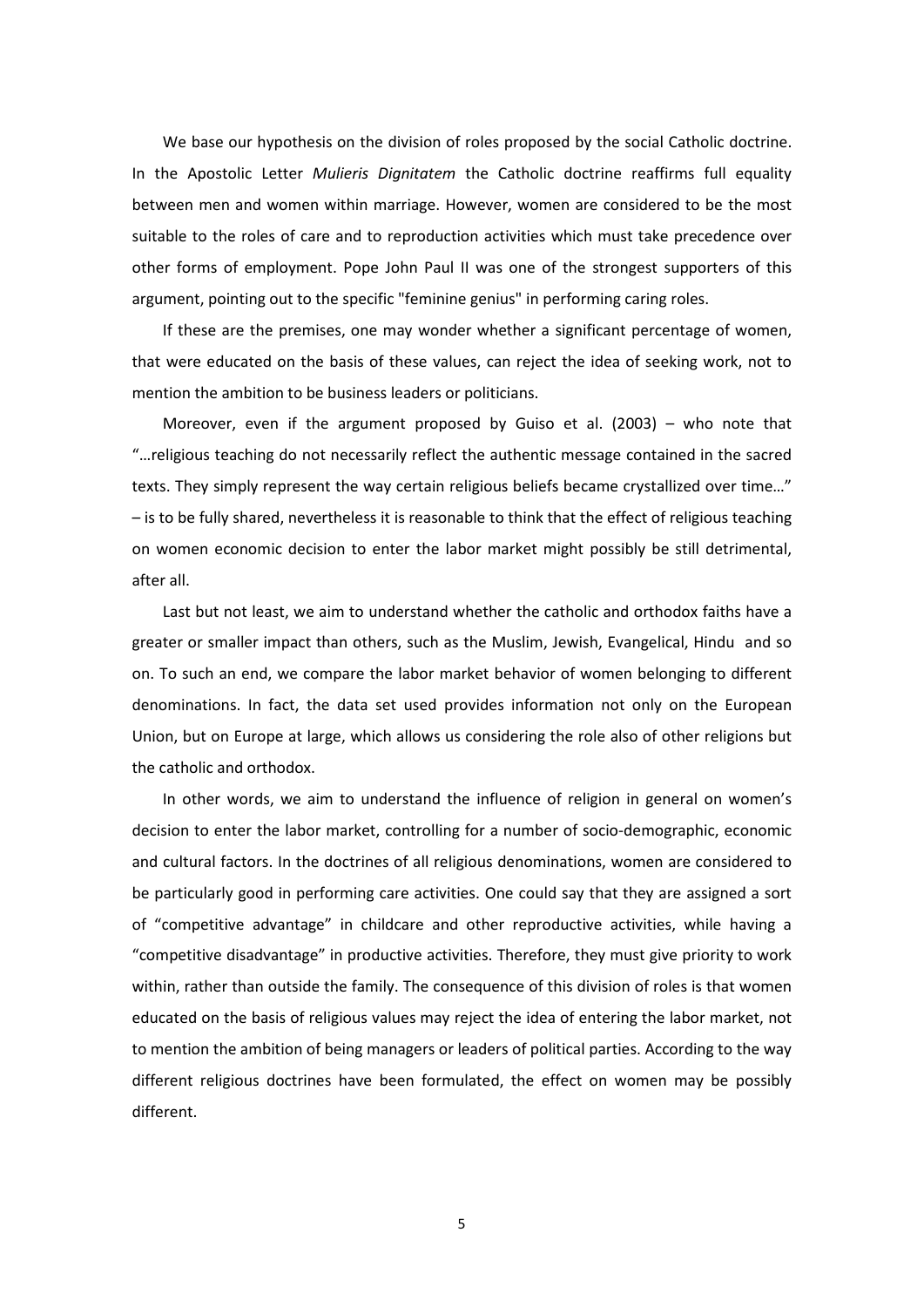We base our hypothesis on the division of roles proposed by the social Catholic doctrine. In the Apostolic Letter *Mulieris Dignitatem* the Catholic doctrine reaffirms full equality between men and women within marriage. However, women are considered to be the most suitable to the roles of care and to reproduction activities which must take precedence over other forms of employment. Pope John Paul II was one of the strongest supporters of this argument, pointing out to the specific "feminine genius" in performing caring roles.

If these are the premises, one may wonder whether a significant percentage of women, that were educated on the basis of these values, can reject the idea of seeking work, not to mention the ambition to be business leaders or politicians.

Moreover, even if the argument proposed by Guiso et al. (2003) – who note that "…religious teaching do not necessarily reflect the authentic message contained in the sacred texts. They simply represent the way certain religious beliefs became crystallized over time…" – is to be fully shared, nevertheless it is reasonable to think that the effect of religious teaching on women economic decision to enter the labor market might possibly be still detrimental, after all.

Last but not least, we aim to understand whether the catholic and orthodox faiths have a greater or smaller impact than others, such as the Muslim, Jewish, Evangelical, Hindu and so on. To such an end, we compare the labor market behavior of women belonging to different denominations. In fact, the data set used provides information not only on the European Union, but on Europe at large, which allows us considering the role also of other religions but the catholic and orthodox.

In other words, we aim to understand the influence of religion in general on women's decision to enter the labor market, controlling for a number of socio-demographic, economic and cultural factors. In the doctrines of all religious denominations, women are considered to be particularly good in performing care activities. One could say that they are assigned a sort of "competitive advantage" in childcare and other reproductive activities, while having a "competitive disadvantage" in productive activities. Therefore, they must give priority to work within, rather than outside the family. The consequence of this division of roles is that women educated on the basis of religious values may reject the idea of entering the labor market, not to mention the ambition of being managers or leaders of political parties. According to the way different religious doctrines have been formulated, the effect on women may be possibly different.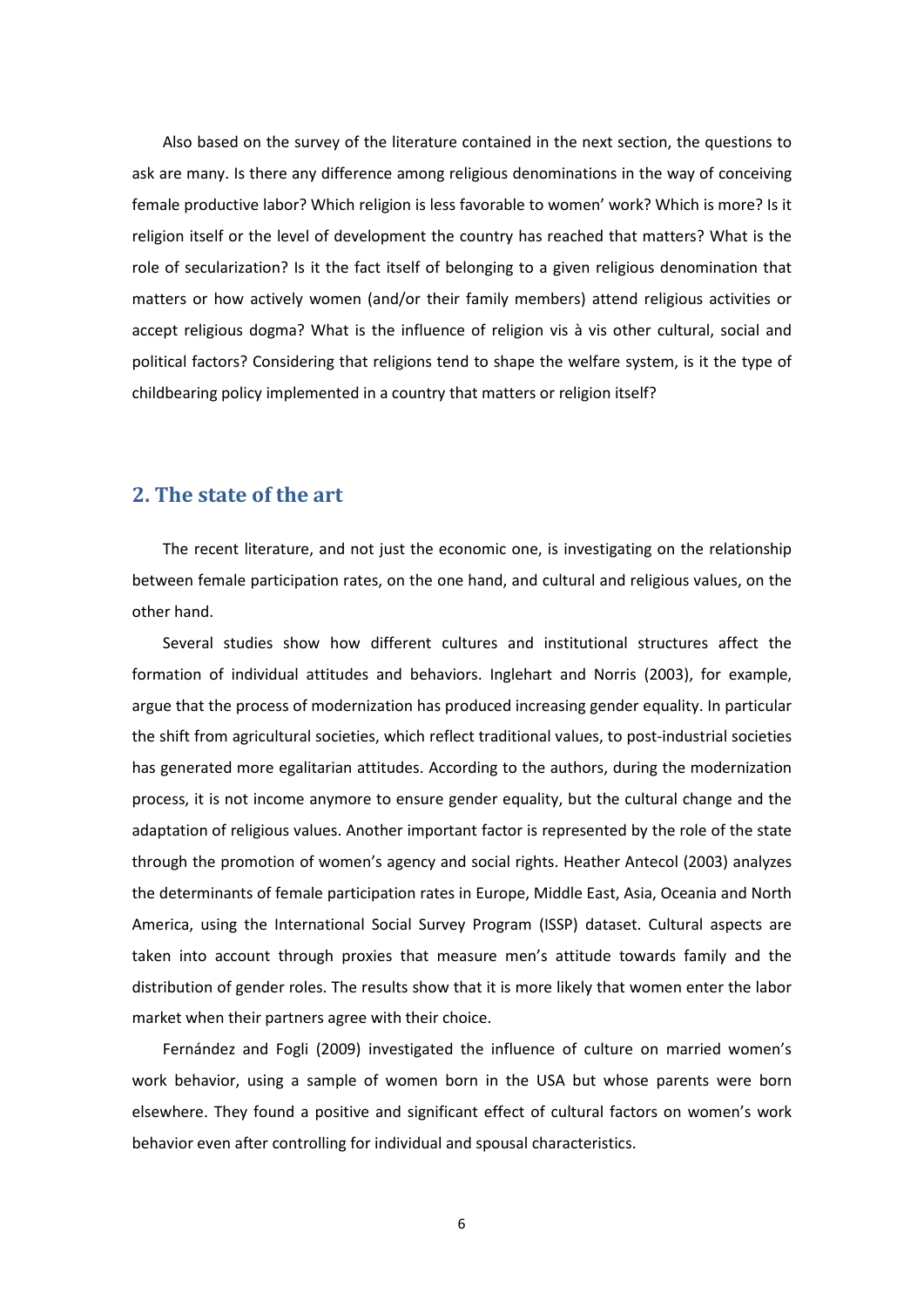Also based on the survey of the literature contained in the next section, the questions to ask are many. Is there any difference among religious denominations in the way of conceiving female productive labor? Which religion is less favorable to women' work? Which is more? Is it religion itself or the level of development the country has reached that matters? What is the role of secularization? Is it the fact itself of belonging to a given religious denomination that matters or how actively women (and/or their family members) attend religious activities or accept religious dogma? What is the influence of religion vis à vis other cultural, social and political factors? Considering that religions tend to shape the welfare system, is it the type of childbearing policy implemented in a country that matters or religion itself?

## 2. The state of the art

The recent literature, and not just the economic one, is investigating on the relationship between female participation rates, on the one hand, and cultural and religious values, on the other hand.

Several studies show how different cultures and institutional structures affect the formation of individual attitudes and behaviors. Inglehart and Norris (2003), for example, argue that the process of modernization has produced increasing gender equality. In particular the shift from agricultural societies, which reflect traditional values, to post-industrial societies has generated more egalitarian attitudes. According to the authors, during the modernization process, it is not income anymore to ensure gender equality, but the cultural change and the adaptation of religious values. Another important factor is represented by the role of the state through the promotion of women's agency and social rights. Heather Antecol (2003) analyzes the determinants of female participation rates in Europe, Middle East, Asia, Oceania and North America, using the International Social Survey Program (ISSP) dataset. Cultural aspects are taken into account through proxies that measure men's attitude towards family and the distribution of gender roles. The results show that it is more likely that women enter the labor market when their partners agree with their choice.

Fernández and Fogli (2009) investigated the influence of culture on married women's work behavior, using a sample of women born in the USA but whose parents were born elsewhere. They found a positive and significant effect of cultural factors on women's work behavior even after controlling for individual and spousal characteristics.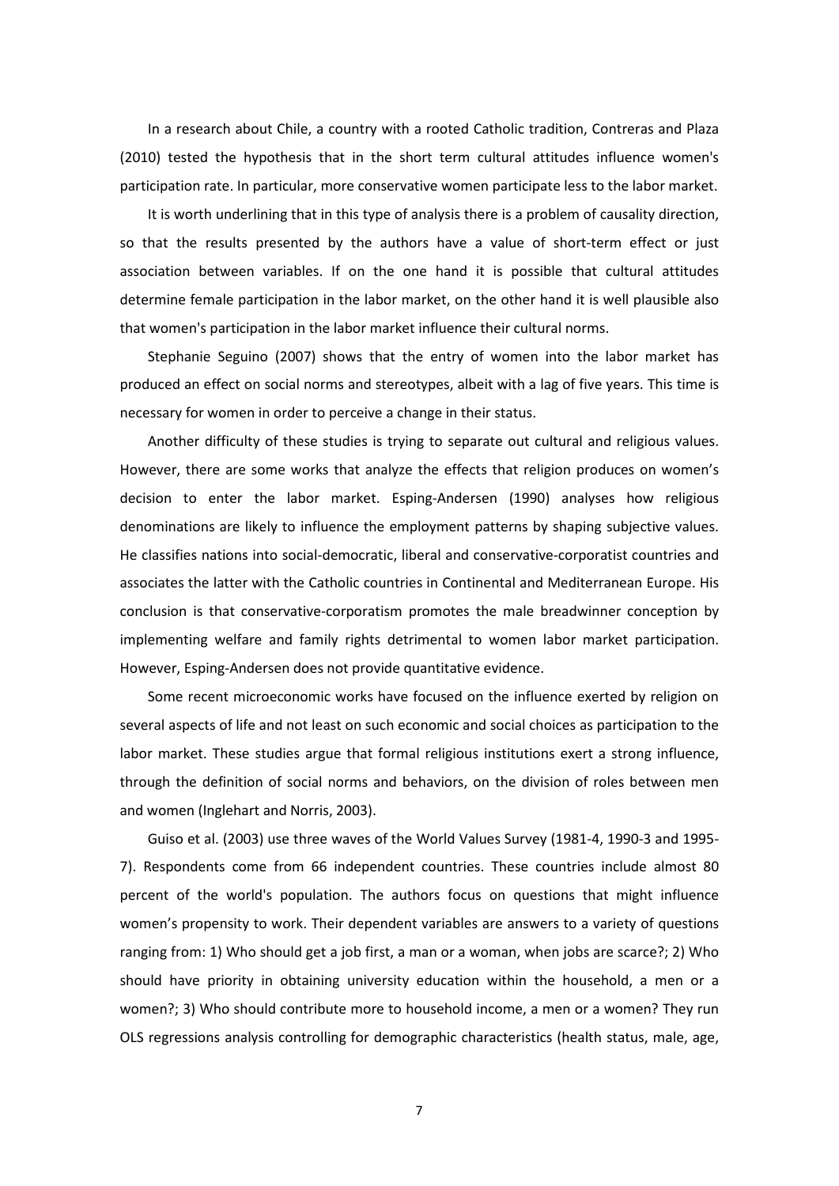In a research about Chile, a country with a rooted Catholic tradition, Contreras and Plaza (2010) tested the hypothesis that in the short term cultural attitudes influence women's participation rate. In particular, more conservative women participate less to the labor market.

It is worth underlining that in this type of analysis there is a problem of causality direction, so that the results presented by the authors have a value of short-term effect or just association between variables. If on the one hand it is possible that cultural attitudes determine female participation in the labor market, on the other hand it is well plausible also that women's participation in the labor market influence their cultural norms.

Stephanie Seguino (2007) shows that the entry of women into the labor market has produced an effect on social norms and stereotypes, albeit with a lag of five years. This time is necessary for women in order to perceive a change in their status.

Another difficulty of these studies is trying to separate out cultural and religious values. However, there are some works that analyze the effects that religion produces on women's decision to enter the labor market. Esping-Andersen (1990) analyses how religious denominations are likely to influence the employment patterns by shaping subjective values. He classifies nations into social-democratic, liberal and conservative-corporatist countries and associates the latter with the Catholic countries in Continental and Mediterranean Europe. His conclusion is that conservative-corporatism promotes the male breadwinner conception by implementing welfare and family rights detrimental to women labor market participation. However, Esping-Andersen does not provide quantitative evidence.

Some recent microeconomic works have focused on the influence exerted by religion on several aspects of life and not least on such economic and social choices as participation to the labor market. These studies argue that formal religious institutions exert a strong influence, through the definition of social norms and behaviors, on the division of roles between men and women (Inglehart and Norris, 2003).

Guiso et al. (2003) use three waves of the World Values Survey (1981-4, 1990-3 and 1995-7). Respondents come from 66 independent countries. These countries include almost 80 percent of the world's population. The authors focus on questions that might influence women's propensity to work. Their dependent variables are answers to a variety of questions ranging from: 1) Who should get a job first, a man or a woman, when jobs are scarce?; 2) Who should have priority in obtaining university education within the household, a men or a women?; 3) Who should contribute more to household income, a men or a women? They run OLS regressions analysis controlling for demographic characteristics (health status, male, age,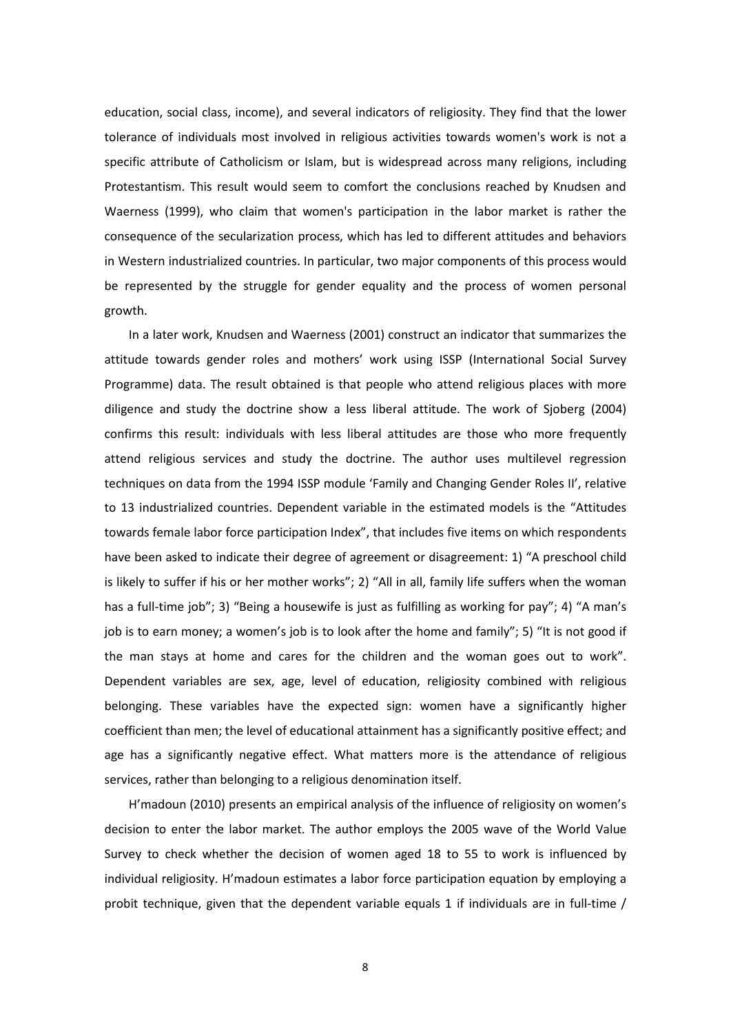education, social class, income), and several indicators of religiosity. They find that the lower tolerance of individuals most involved in religious activities towards women's work is not a specific attribute of Catholicism or Islam, but is widespread across many religions, including Protestantism. This result would seem to comfort the conclusions reached by Knudsen and Waerness (1999), who claim that women's participation in the labor market is rather the consequence of the secularization process, which has led to different attitudes and behaviors in Western industrialized countries. In particular, two major components of this process would be represented by the struggle for gender equality and the process of women personal growth.

In a later work, Knudsen and Waerness (2001) construct an indicator that summarizes the attitude towards gender roles and mothers' work using ISSP (International Social Survey Programme) data. The result obtained is that people who attend religious places with more diligence and study the doctrine show a less liberal attitude. The work of Sjoberg (2004) confirms this result: individuals with less liberal attitudes are those who more frequently attend religious services and study the doctrine. The author uses multilevel regression techniques on data from the 1994 ISSP module 'Family and Changing Gender Roles II', relative to 13 industrialized countries. Dependent variable in the estimated models is the "Attitudes towards female labor force participation Index", that includes five items on which respondents have been asked to indicate their degree of agreement or disagreement: 1) "A preschool child is likely to suffer if his or her mother works"; 2) "All in all, family life suffers when the woman has a full-time job"; 3) "Being a housewife is just as fulfilling as working for pay"; 4) "A man's job is to earn money; a women's job is to look after the home and family"; 5) "It is not good if the man stays at home and cares for the children and the woman goes out to work". Dependent variables are sex, age, level of education, religiosity combined with religious belonging. These variables have the expected sign: women have a significantly higher coefficient than men; the level of educational attainment has a significantly positive effect; and age has a significantly negative effect. What matters more is the attendance of religious services, rather than belonging to a religious denomination itself.

H'madoun (2010) presents an empirical analysis of the influence of religiosity on women's decision to enter the labor market. The author employs the 2005 wave of the World Value Survey to check whether the decision of women aged 18 to 55 to work is influenced by individual religiosity. H'madoun estimates a labor force participation equation by employing a probit technique, given that the dependent variable equals 1 if individuals are in full-time /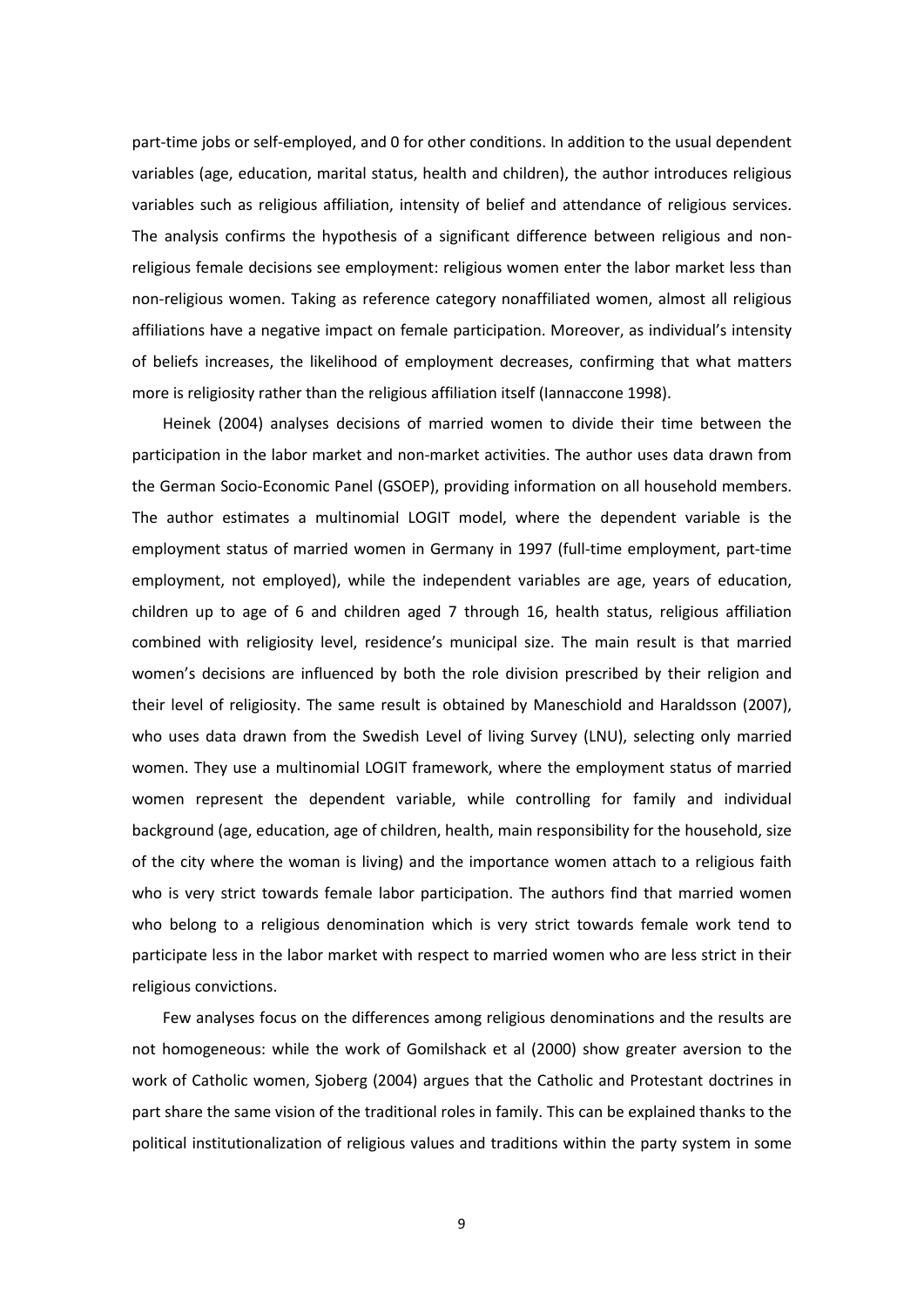part-time jobs or self-employed, and 0 for other conditions. In addition to the usual dependent variables (age, education, marital status, health and children), the author introduces religious variables such as religious affiliation, intensity of belief and attendance of religious services. The analysis confirms the hypothesis of a significant difference between religious and non-religious female decisions see employment: religious women enter the labor market less than non-religious women. Taking as reference category nonaffiliated women, almost all religious affiliations have a negative impact on female participation. Moreover, as individual's intensity of beliefs increases, the likelihood of employment decreases, confirming that what matters more is religiosity rather than the religious affiliation itself (Iannaccone 1998).

Heinek (2004) analyses decisions of married women to divide their time between the participation in the labor market and non-market activities. The author uses data drawn from the German Socio-Economic Panel (GSOEP), providing information on all household members. The author estimates a multinomial LOGIT model, where the dependent variable is the employment status of married women in Germany in 1997 (full-time employment, part-time employment, not employed), while the independent variables are age, years of education, children up to age of 6 and children aged 7 through 16, health status, religious affiliation combined with religiosity level, residence's municipal size. The main result is that married women's decisions are influenced by both the role division prescribed by their religion and their level of religiosity. The same result is obtained by Maneschiold and Haraldsson (2007), who uses data drawn from the Swedish Level of living Survey (LNU), selecting only married women. They use a multinomial LOGIT framework, where the employment status of married women represent the dependent variable, while controlling for family and individual background (age, education, age of children, health, main responsibility for the household, size of the city where the woman is living) and the importance women attach to a religious faith who is very strict towards female labor participation. The authors find that married women who belong to a religious denomination which is very strict towards female work tend to participate less in the labor market with respect to married women who are less strict in their religious convictions.

Few analyses focus on the differences among religious denominations and the results are not homogeneous: while the work of Gomilshack et al (2000) show greater aversion to the work of Catholic women, Sjoberg (2004) argues that the Catholic and Protestant doctrines in part share the same vision of the traditional roles in family. This can be explained thanks to the political institutionalization of religious values and traditions within the party system in some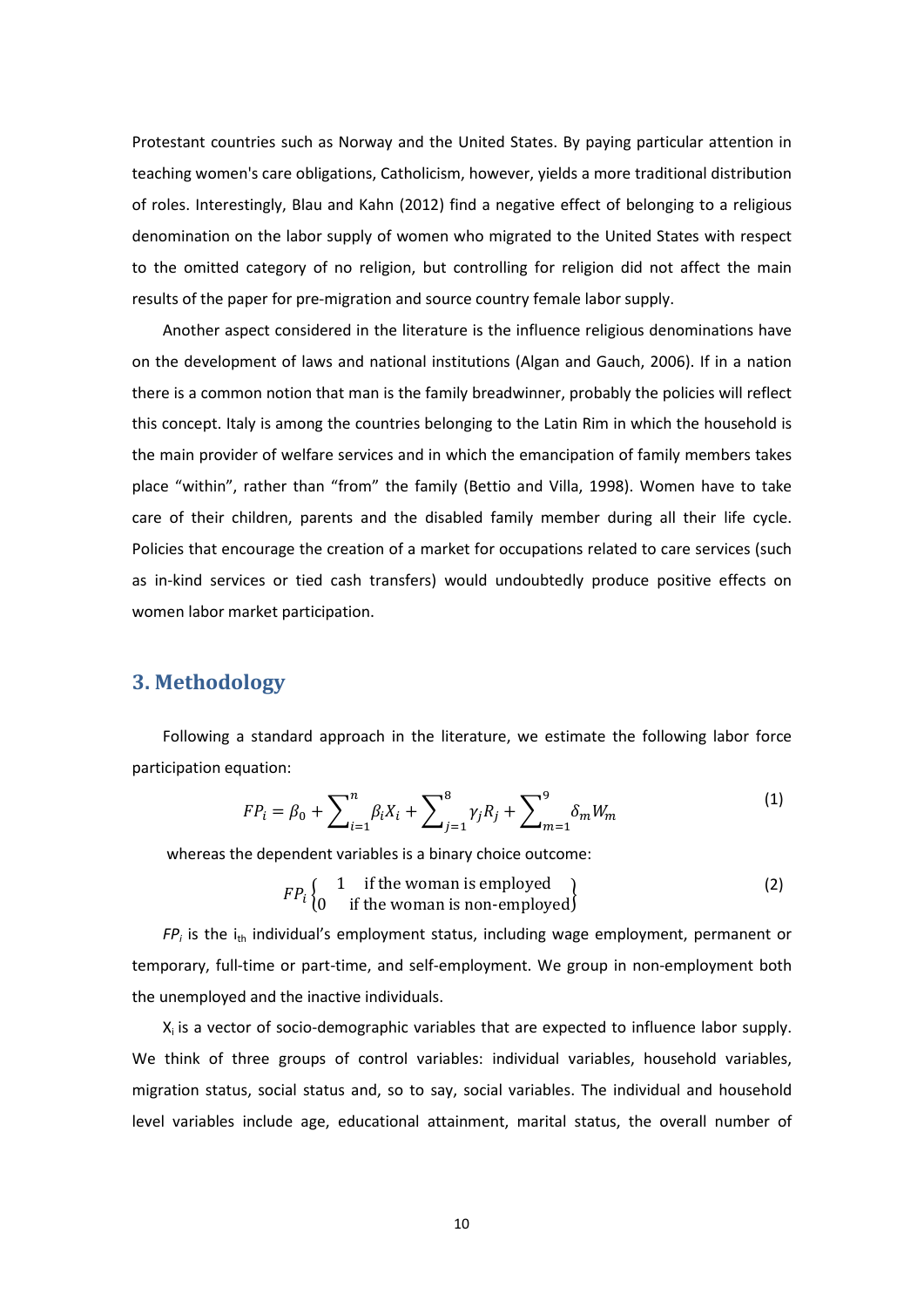Protestant countries such as Norway and the United States. By paying particular attention in teaching women's care obligations, Catholicism, however, yields a more traditional distribution of roles. Interestingly, Blau and Kahn (2012) find a negative effect of belonging to a religious denomination on the labor supply of women who migrated to the United States with respect to the omitted category of no religion, but controlling for religion did not affect the main results of the paper for pre-migration and source country female labor supply.

Another aspect considered in the literature is the influence religious denominations have on the development of laws and national institutions (Algan and Gauch, 2006). If in a nation there is a common notion that man is the family breadwinner, probably the policies will reflect this concept. Italy is among the countries belonging to the Latin Rim in which the household is the main provider of welfare services and in which the emancipation of family members takes place "within", rather than "from" the family (Bettio and Villa, 1998). Women have to take care of their children, parents and the disabled family member during all their life cycle. Policies that encourage the creation of a market for occupations related to care services (such as in-kind services or tied cash transfers) would undoubtedly produce positive effects on women labor market participation.

## 3. Methodology

Following a standard approach in the literature, we estimate the following labor force participation equation:

$$FP_i = \beta_0 + \sum_{i=1}^{n} \beta_i X_i + \sum_{j=1}^{8} \gamma_j R_j + \sum_{m=1}^{9} \delta_m W_m \tag{1}$$

whereas the dependent variables is a binary choice outcome:

$$FP_i \begin{cases} 1 & \text{if the woman is employed} \\ 0 & \text{if the woman is non-employed} \end{cases} \tag{2}$$

*$FP_i$* is the $i_{th}$ individual's employment status, including wage employment, permanent or temporary, full-time or part-time, and self-employment. We group in non-employment both the unemployed and the inactive individuals.

$X_i$ is a vector of socio-demographic variables that are expected to influence labor supply. We think of three groups of control variables: individual variables, household variables, migration status, social status and, so to say, social variables. The individual and household level variables include age, educational attainment, marital status, the overall number of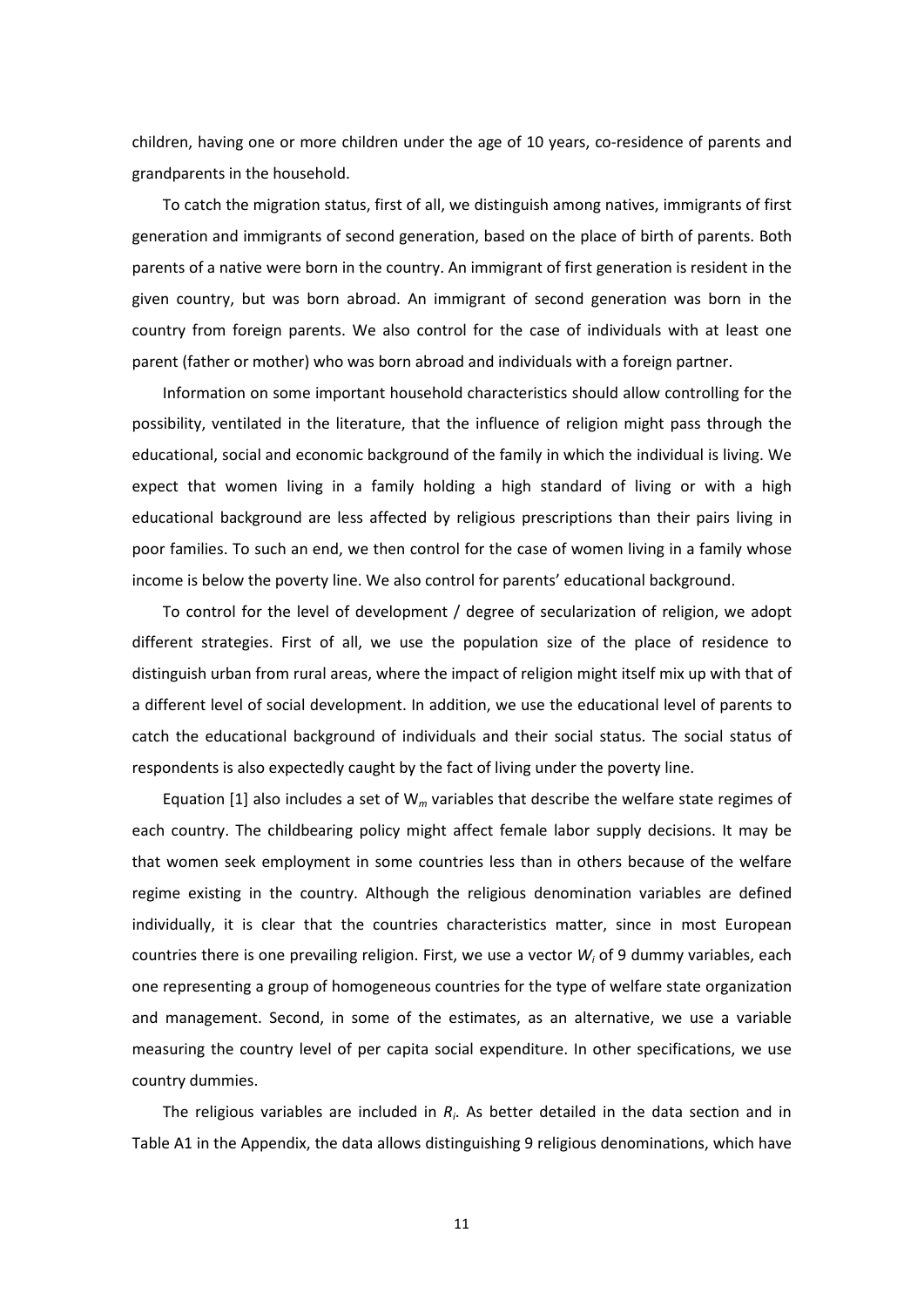children, having one or more children under the age of 10 years, co-residence of parents and grandparents in the household.

To catch the migration status, first of all, we distinguish among natives, immigrants of first generation and immigrants of second generation, based on the place of birth of parents. Both parents of a native were born in the country. An immigrant of first generation is resident in the given country, but was born abroad. An immigrant of second generation was born in the country from foreign parents. We also control for the case of individuals with at least one parent (father or mother) who was born abroad and individuals with a foreign partner.

Information on some important household characteristics should allow controlling for the possibility, ventilated in the literature, that the influence of religion might pass through the educational, social and economic background of the family in which the individual is living. We expect that women living in a family holding a high standard of living or with a high educational background are less affected by religious prescriptions than their pairs living in poor families. To such an end, we then control for the case of women living in a family whose income is below the poverty line. We also control for parents' educational background.

To control for the level of development / degree of secularization of religion, we adopt different strategies. First of all, we use the population size of the place of residence to distinguish urban from rural areas, where the impact of religion might itself mix up with that of a different level of social development. In addition, we use the educational level of parents to catch the educational background of individuals and their social status. The social status of respondents is also expectedly caught by the fact of living under the poverty line.

Equation [1] also includes a set of $W_m$ variables that describe the welfare state regimes of each country. The childbearing policy might affect female labor supply decisions. It may be that women seek employment in some countries less than in others because of the welfare regime existing in the country. Although the religious denomination variables are defined individually, it is clear that the countries characteristics matter, since in most European countries there is one prevailing religion. First, we use a vector $W_i$ of 9 dummy variables, each one representing a group of homogeneous countries for the type of welfare state organization and management. Second, in some of the estimates, as an alternative, we use a variable measuring the country level of per capita social expenditure. In other specifications, we use country dummies.

The religious variables are included in $R_i$. As better detailed in the data section and in Table A1 in the Appendix, the data allows distinguishing 9 religious denominations, which have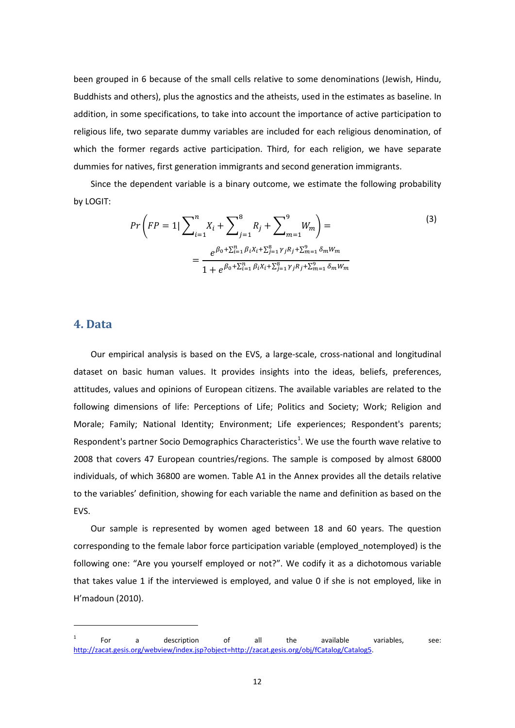been grouped in 6 because of the small cells relative to some denominations (Jewish, Hindu, Buddhists and others), plus the agnostics and the atheists, used in the estimates as baseline. In addition, in some specifications, to take into account the importance of active participation to religious life, two separate dummy variables are included for each religious denomination, of which the former regards active participation. Third, for each religion, we have separate dummies for natives, first generation immigrants and second generation immigrants.

Since the dependent variable is a binary outcome, we estimate the following probability by LOGIT:

$$Pr\left(FP = 1 | \sum_{i=1}^{n} X_i + \sum_{j=1}^{8} R_j + \sum_{m=1}^{9} W_m\right) = \tag{3}$$

$$= \frac{e^{\beta_0 + \sum_{i=1}^{n} \beta_i X_i + \sum_{j=1}^{8} \gamma_j R_j + \sum_{m=1}^{9} \delta_m W_m}}{1 + e^{\beta_0 + \sum_{i=1}^{n} \beta_i X_i + \sum_{j=1}^{8} \gamma_j R_j + \sum_{m=1}^{9} \delta_m W_m}}$$

## 4. Data

Our empirical analysis is based on the EVS, a large-scale, cross-national and longitudinal dataset on basic human values. It provides insights into the ideas, beliefs, preferences, attitudes, values and opinions of European citizens. The available variables are related to the following dimensions of life: Perceptions of Life; Politics and Society; Work; Religion and Morale; Family; National Identity; Environment; Life experiences; Respondent's parents; Respondent's partner Socio Demographics Characteristics[1]. We use the fourth wave relative to 2008 that covers 47 European countries/regions. The sample is composed by almost 68000 individuals, of which 36800 are women. Table A1 in the Annex provides all the details relative to the variables' definition, showing for each variable the name and definition as based on the EVS.

Our sample is represented by women aged between 18 and 60 years. The question corresponding to the female labor force participation variable (employed_notemployed) is the following one: "Are you yourself employed or not?". We codify it as a dichotomous variable that takes value 1 if the interviewed is employed, and value 0 if she is not employed, like in H'madoun (2010).

[1] For a description of all the available variables, see: http://zacat.gesis.org/webview/index.jsp?object=http://zacat.gesis.org/obj/fCatalog/Catalog5.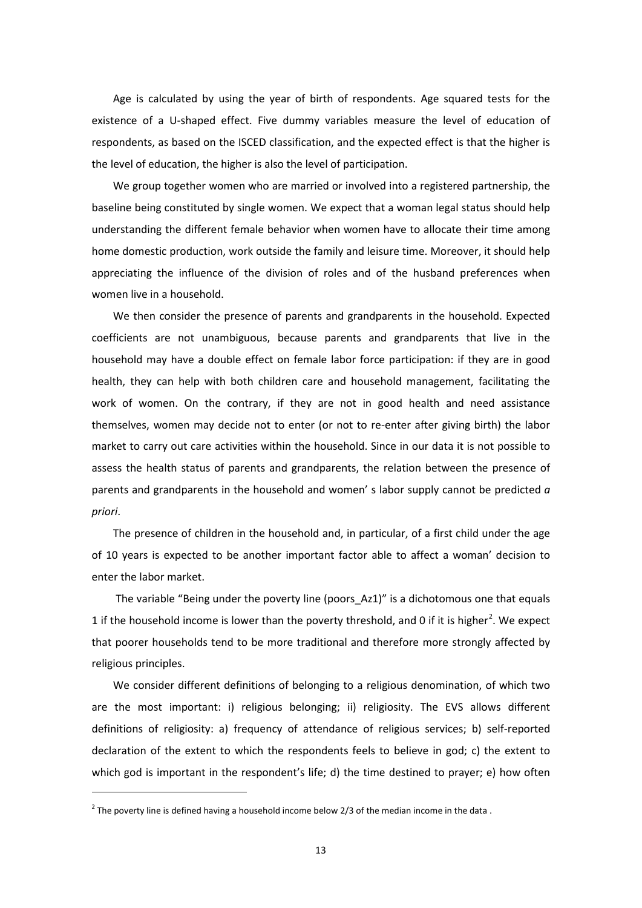Age is calculated by using the year of birth of respondents. Age squared tests for the existence of a U-shaped effect. Five dummy variables measure the level of education of respondents, as based on the ISCED classification, and the expected effect is that the higher is the level of education, the higher is also the level of participation.

We group together women who are married or involved into a registered partnership, the baseline being constituted by single women. We expect that a woman legal status should help understanding the different female behavior when women have to allocate their time among home domestic production, work outside the family and leisure time. Moreover, it should help appreciating the influence of the division of roles and of the husband preferences when women live in a household.

We then consider the presence of parents and grandparents in the household. Expected coefficients are not unambiguous, because parents and grandparents that live in the household may have a double effect on female labor force participation: if they are in good health, they can help with both children care and household management, facilitating the work of women. On the contrary, if they are not in good health and need assistance themselves, women may decide not to enter (or not to re-enter after giving birth) the labor market to carry out care activities within the household. Since in our data it is not possible to assess the health status of parents and grandparents, the relation between the presence of parents and grandparents in the household and women' s labor supply cannot be predicted *a priori*.

The presence of children in the household and, in particular, of a first child under the age of 10 years is expected to be another important factor able to affect a woman' decision to enter the labor market.

The variable "Being under the poverty line (poors_Az1)" is a dichotomous one that equals 1 if the household income is lower than the poverty threshold, and 0 if it is higher[2]. We expect that poorer households tend to be more traditional and therefore more strongly affected by religious principles.

We consider different definitions of belonging to a religious denomination, of which two are the most important: i) religious belonging; ii) religiosity. The EVS allows different definitions of religiosity: a) frequency of attendance of religious services; b) self-reported declaration of the extent to which the respondents feels to believe in god; c) the extent to which god is important in the respondent's life; d) the time destined to prayer; e) how often

[2] The poverty line is defined having a household income below 2/3 of the median income in the data .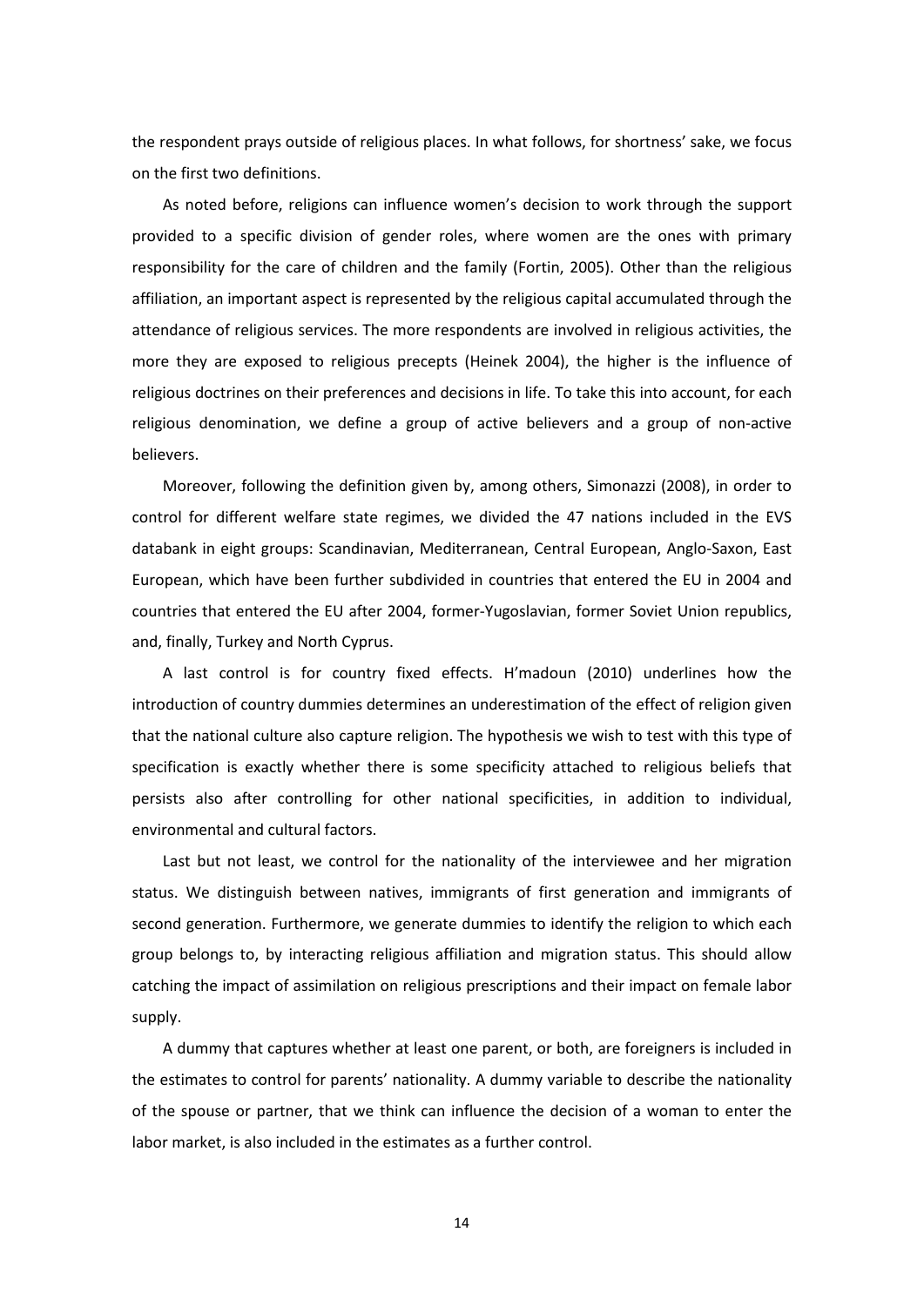the respondent prays outside of religious places. In what follows, for shortness' sake, we focus on the first two definitions.

As noted before, religions can influence women's decision to work through the support provided to a specific division of gender roles, where women are the ones with primary responsibility for the care of children and the family (Fortin, 2005). Other than the religious affiliation, an important aspect is represented by the religious capital accumulated through the attendance of religious services. The more respondents are involved in religious activities, the more they are exposed to religious precepts (Heinek 2004), the higher is the influence of religious doctrines on their preferences and decisions in life. To take this into account, for each religious denomination, we define a group of active believers and a group of non-active believers.

Moreover, following the definition given by, among others, Simonazzi (2008), in order to control for different welfare state regimes, we divided the 47 nations included in the EVS databank in eight groups: Scandinavian, Mediterranean, Central European, Anglo-Saxon, East European, which have been further subdivided in countries that entered the EU in 2004 and countries that entered the EU after 2004, former-Yugoslavian, former Soviet Union republics, and, finally, Turkey and North Cyprus.

A last control is for country fixed effects. H'madoun (2010) underlines how the introduction of country dummies determines an underestimation of the effect of religion given that the national culture also capture religion. The hypothesis we wish to test with this type of specification is exactly whether there is some specificity attached to religious beliefs that persists also after controlling for other national specificities, in addition to individual, environmental and cultural factors.

Last but not least, we control for the nationality of the interviewee and her migration status. We distinguish between natives, immigrants of first generation and immigrants of second generation. Furthermore, we generate dummies to identify the religion to which each group belongs to, by interacting religious affiliation and migration status. This should allow catching the impact of assimilation on religious prescriptions and their impact on female labor supply.

A dummy that captures whether at least one parent, or both, are foreigners is included in the estimates to control for parents' nationality. A dummy variable to describe the nationality of the spouse or partner, that we think can influence the decision of a woman to enter the labor market, is also included in the estimates as a further control.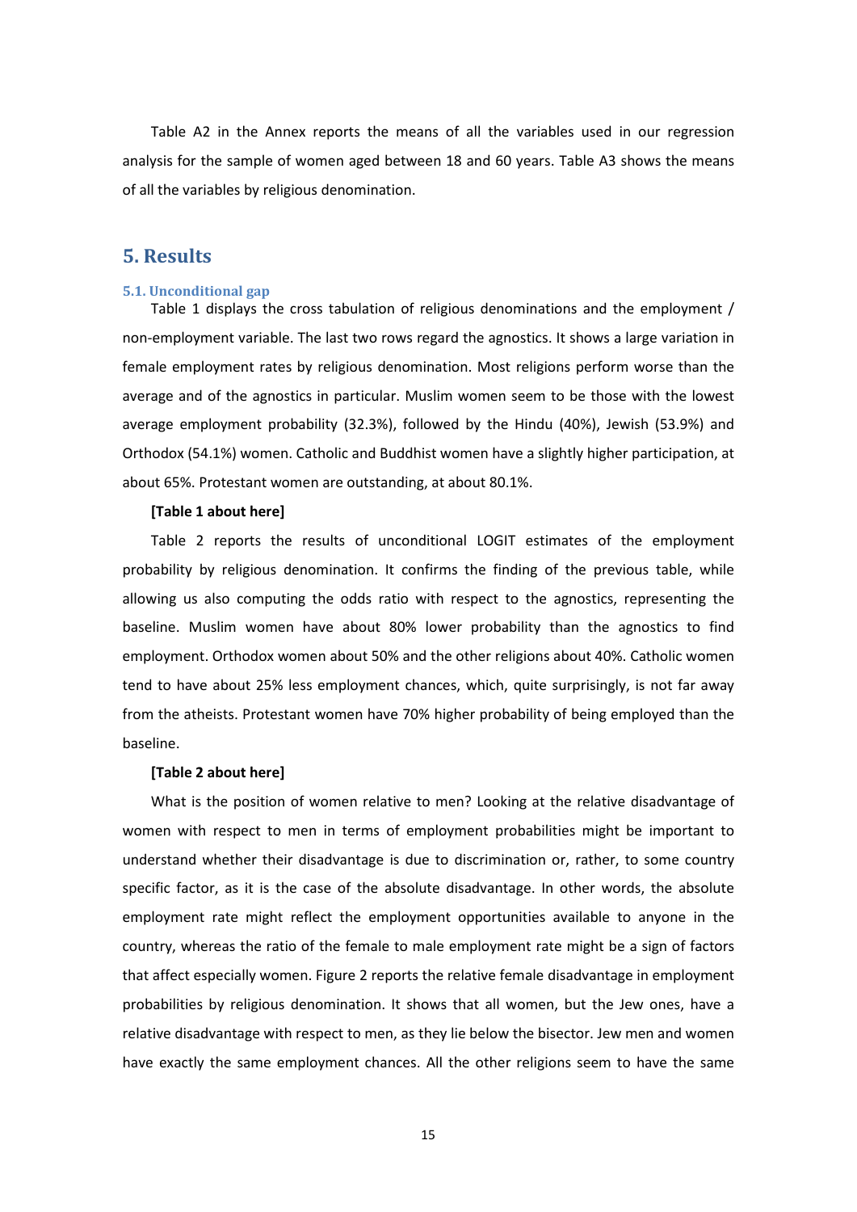Table A2 in the Annex reports the means of all the variables used in our regression analysis for the sample of women aged between 18 and 60 years. Table A3 shows the means of all the variables by religious denomination.

## 5. Results

### 5.1. Unconditional gap

Table 1 displays the cross tabulation of religious denominations and the employment / non-employment variable. The last two rows regard the agnostics. It shows a large variation in female employment rates by religious denomination. Most religions perform worse than the average and of the agnostics in particular. Muslim women seem to be those with the lowest average employment probability (32.3%), followed by the Hindu (40%), Jewish (53.9%) and Orthodox (54.1%) women. Catholic and Buddhist women have a slightly higher participation, at about 65%. Protestant women are outstanding, at about 80.1%.

**[Table 1 about here]**

Table 2 reports the results of unconditional LOGIT estimates of the employment probability by religious denomination. It confirms the finding of the previous table, while allowing us also computing the odds ratio with respect to the agnostics, representing the baseline. Muslim women have about 80% lower probability than the agnostics to find employment. Orthodox women about 50% and the other religions about 40%. Catholic women tend to have about 25% less employment chances, which, quite surprisingly, is not far away from the atheists. Protestant women have 70% higher probability of being employed than the baseline.

**[Table 2 about here]**

What is the position of women relative to men? Looking at the relative disadvantage of women with respect to men in terms of employment probabilities might be important to understand whether their disadvantage is due to discrimination or, rather, to some country specific factor, as it is the case of the absolute disadvantage. In other words, the absolute employment rate might reflect the employment opportunities available to anyone in the country, whereas the ratio of the female to male employment rate might be a sign of factors that affect especially women. Figure 2 reports the relative female disadvantage in employment probabilities by religious denomination. It shows that all women, but the Jew ones, have a relative disadvantage with respect to men, as they lie below the bisector. Jew men and women have exactly the same employment chances. All the other religions seem to have the same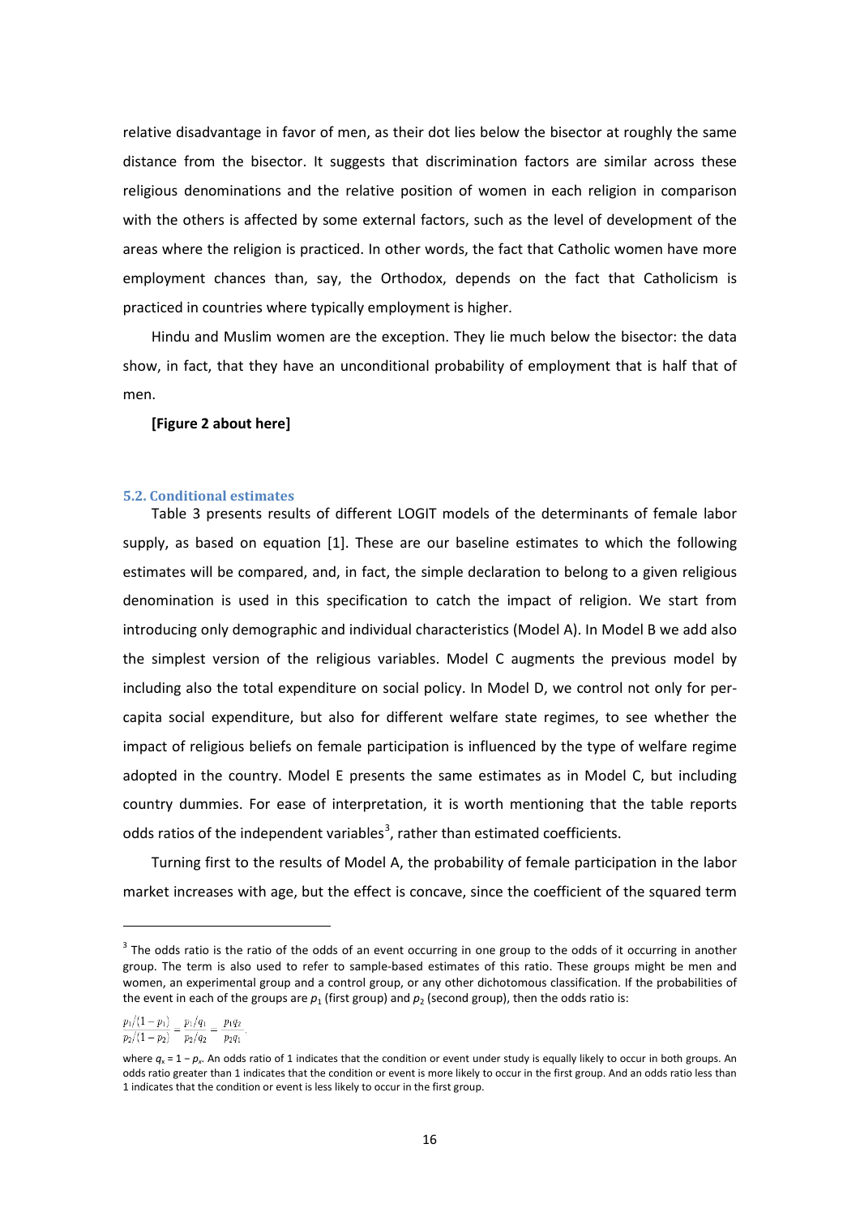relative disadvantage in favor of men, as their dot lies below the bisector at roughly the same distance from the bisector. It suggests that discrimination factors are similar across these religious denominations and the relative position of women in each religion in comparison with the others is affected by some external factors, such as the level of development of the areas where the religion is practiced. In other words, the fact that Catholic women have more employment chances than, say, the Orthodox, depends on the fact that Catholicism is practiced in countries where typically employment is higher.

Hindu and Muslim women are the exception. They lie much below the bisector: the data show, in fact, that they have an unconditional probability of employment that is half that of men.

**[Figure 2 about here]**

### 5.2. Conditional estimates

Table 3 presents results of different LOGIT models of the determinants of female labor supply, as based on equation [1]. These are our baseline estimates to which the following estimates will be compared, and, in fact, the simple declaration to belong to a given religious denomination is used in this specification to catch the impact of religion. We start from introducing only demographic and individual characteristics (Model A). In Model B we add also the simplest version of the religious variables. Model C augments the previous model by including also the total expenditure on social policy. In Model D, we control not only for per-capita social expenditure, but also for different welfare state regimes, to see whether the impact of religious beliefs on female participation is influenced by the type of welfare regime adopted in the country. Model E presents the same estimates as in Model C, but including country dummies. For ease of interpretation, it is worth mentioning that the table reports odds ratios of the independent variables[3], rather than estimated coefficients.

Turning first to the results of Model A, the probability of female participation in the labor market increases with age, but the effect is concave, since the coefficient of the squared term

[3] The odds ratio is the ratio of the odds of an event occurring in one group to the odds of it occurring in another group. The term is also used to refer to sample-based estimates of this ratio. These groups might be men and women, an experimental group and a control group, or any other dichotomous classification. If the probabilities of the event in each of the groups are $p_1$ (first group) and $p_2$ (second group), then the odds ratio is:

$$\frac{p_1/(1-p_1)}{p_2/(1-p_2)} = \frac{p_1/q_1}{p_2/q_2} = \frac{p_1 q_2}{p_2 q_1}.$$

where $q_x = 1 - p_x$. An odds ratio of 1 indicates that the condition or event under study is equally likely to occur in both groups. An odds ratio greater than 1 indicates that the condition or event is more likely to occur in the first group. And an odds ratio less than 1 indicates that the condition or event is less likely to occur in the first group.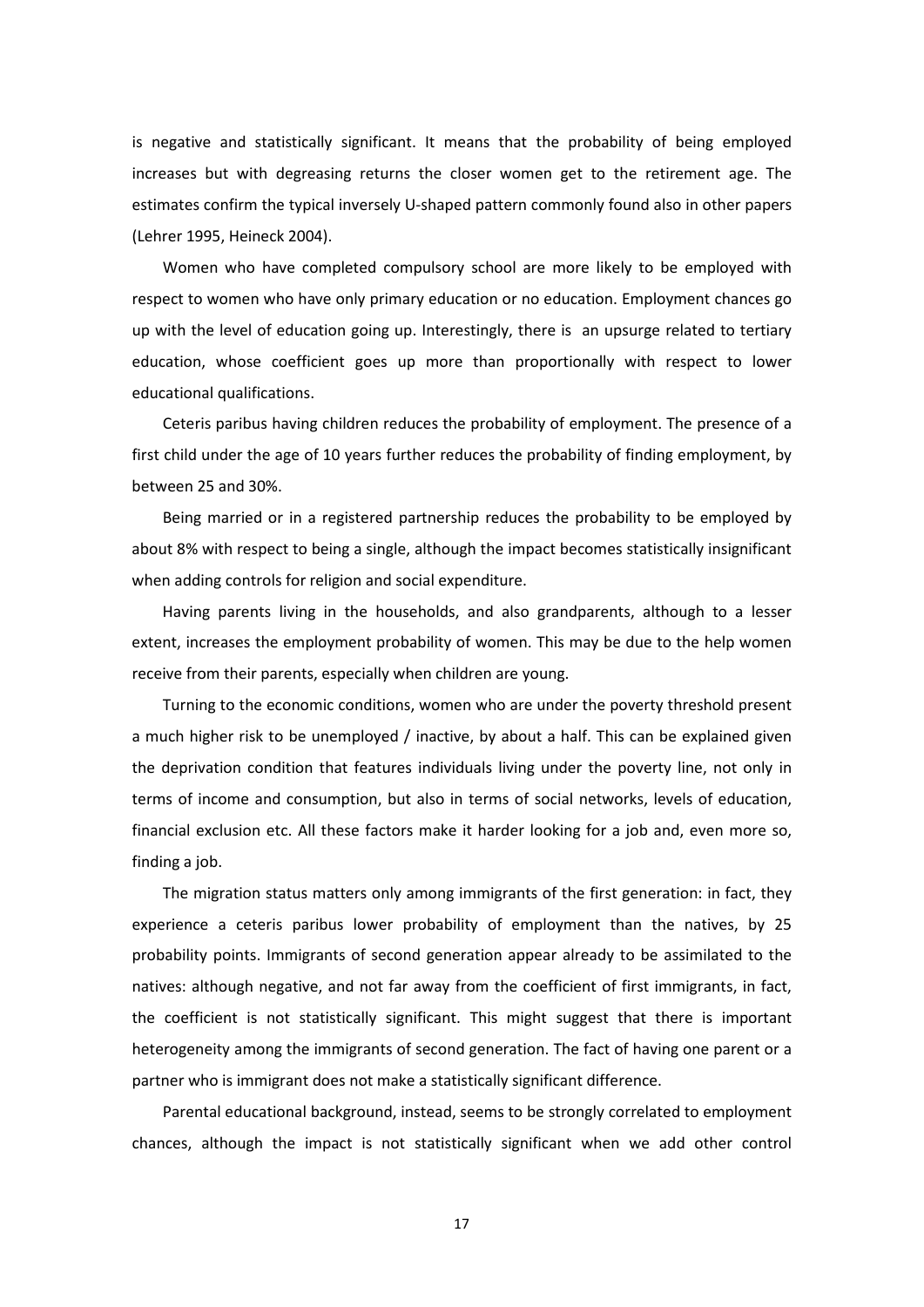is negative and statistically significant. It means that the probability of being employed increases but with degreasing returns the closer women get to the retirement age. The estimates confirm the typical inversely U-shaped pattern commonly found also in other papers (Lehrer 1995, Heineck 2004).

Women who have completed compulsory school are more likely to be employed with respect to women who have only primary education or no education. Employment chances go up with the level of education going up. Interestingly, there is an upsurge related to tertiary education, whose coefficient goes up more than proportionally with respect to lower educational qualifications.

Ceteris paribus having children reduces the probability of employment. The presence of a first child under the age of 10 years further reduces the probability of finding employment, by between 25 and 30%.

Being married or in a registered partnership reduces the probability to be employed by about 8% with respect to being a single, although the impact becomes statistically insignificant when adding controls for religion and social expenditure.

Having parents living in the households, and also grandparents, although to a lesser extent, increases the employment probability of women. This may be due to the help women receive from their parents, especially when children are young.

Turning to the economic conditions, women who are under the poverty threshold present a much higher risk to be unemployed / inactive, by about a half. This can be explained given the deprivation condition that features individuals living under the poverty line, not only in terms of income and consumption, but also in terms of social networks, levels of education, financial exclusion etc. All these factors make it harder looking for a job and, even more so, finding a job.

The migration status matters only among immigrants of the first generation: in fact, they experience a ceteris paribus lower probability of employment than the natives, by 25 probability points. Immigrants of second generation appear already to be assimilated to the natives: although negative, and not far away from the coefficient of first immigrants, in fact, the coefficient is not statistically significant. This might suggest that there is important heterogeneity among the immigrants of second generation. The fact of having one parent or a partner who is immigrant does not make a statistically significant difference.

Parental educational background, instead, seems to be strongly correlated to employment chances, although the impact is not statistically significant when we add other control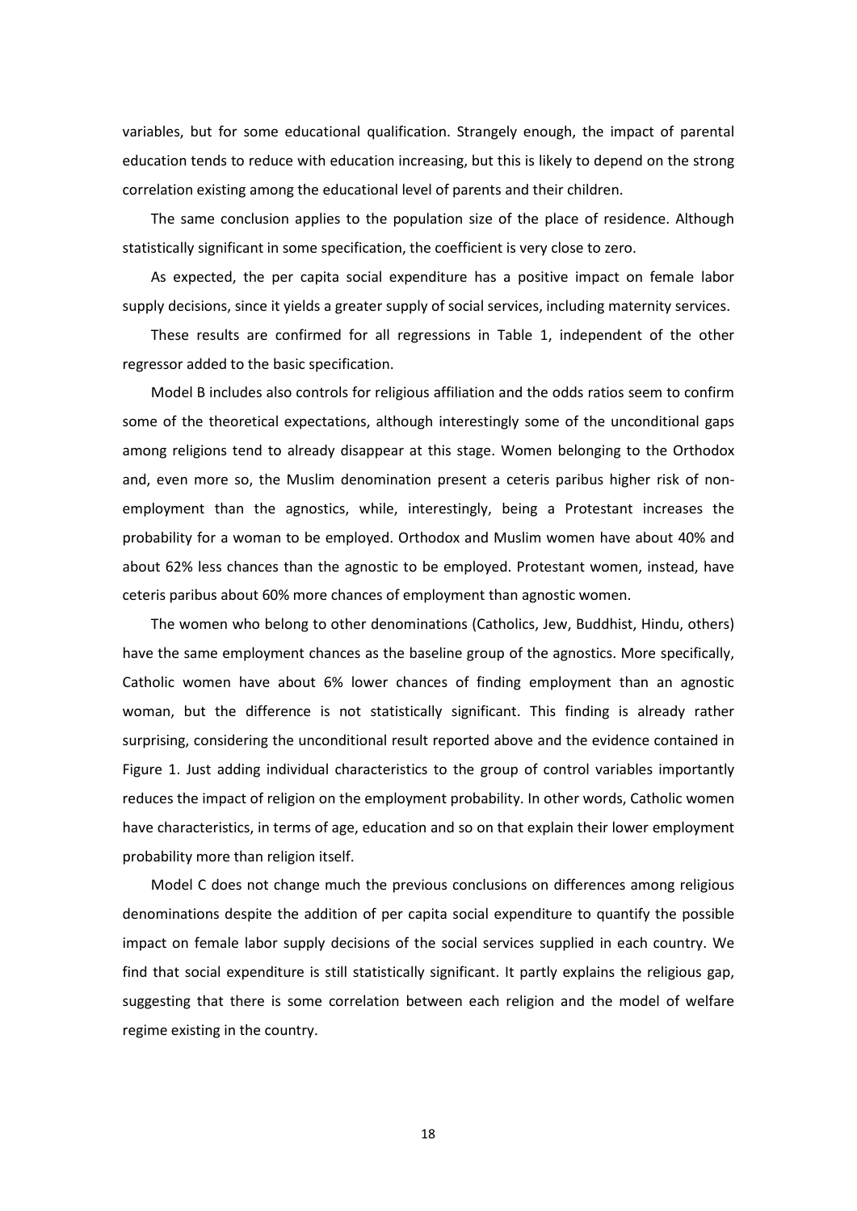variables, but for some educational qualification. Strangely enough, the impact of parental education tends to reduce with education increasing, but this is likely to depend on the strong correlation existing among the educational level of parents and their children.

The same conclusion applies to the population size of the place of residence. Although statistically significant in some specification, the coefficient is very close to zero.

As expected, the per capita social expenditure has a positive impact on female labor supply decisions, since it yields a greater supply of social services, including maternity services.

These results are confirmed for all regressions in Table 1, independent of the other regressor added to the basic specification.

Model B includes also controls for religious affiliation and the odds ratios seem to confirm some of the theoretical expectations, although interestingly some of the unconditional gaps among religions tend to already disappear at this stage. Women belonging to the Orthodox and, even more so, the Muslim denomination present a ceteris paribus higher risk of non-employment than the agnostics, while, interestingly, being a Protestant increases the probability for a woman to be employed. Orthodox and Muslim women have about 40% and about 62% less chances than the agnostic to be employed. Protestant women, instead, have ceteris paribus about 60% more chances of employment than agnostic women.

The women who belong to other denominations (Catholics, Jew, Buddhist, Hindu, others) have the same employment chances as the baseline group of the agnostics. More specifically, Catholic women have about 6% lower chances of finding employment than an agnostic woman, but the difference is not statistically significant. This finding is already rather surprising, considering the unconditional result reported above and the evidence contained in Figure 1. Just adding individual characteristics to the group of control variables importantly reduces the impact of religion on the employment probability. In other words, Catholic women have characteristics, in terms of age, education and so on that explain their lower employment probability more than religion itself.

Model C does not change much the previous conclusions on differences among religious denominations despite the addition of per capita social expenditure to quantify the possible impact on female labor supply decisions of the social services supplied in each country. We find that social expenditure is still statistically significant. It partly explains the religious gap, suggesting that there is some correlation between each religion and the model of welfare regime existing in the country.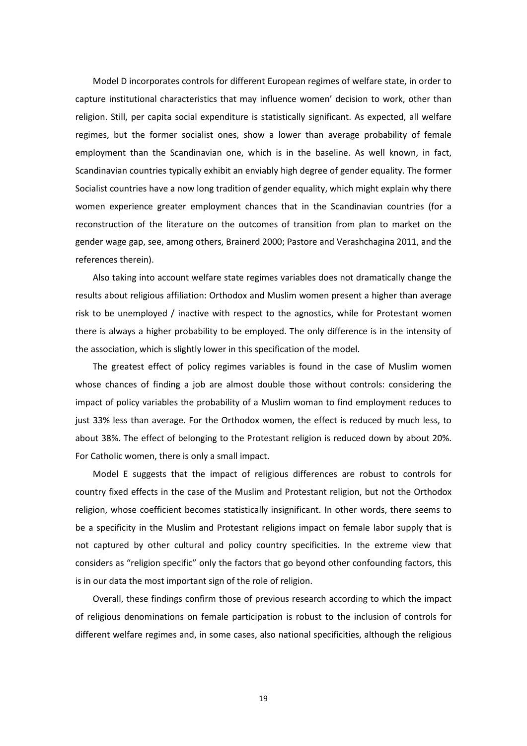Model D incorporates controls for different European regimes of welfare state, in order to capture institutional characteristics that may influence women' decision to work, other than religion. Still, per capita social expenditure is statistically significant. As expected, all welfare regimes, but the former socialist ones, show a lower than average probability of female employment than the Scandinavian one, which is in the baseline. As well known, in fact, Scandinavian countries typically exhibit an enviably high degree of gender equality. The former Socialist countries have a now long tradition of gender equality, which might explain why there women experience greater employment chances that in the Scandinavian countries (for a reconstruction of the literature on the outcomes of transition from plan to market on the gender wage gap, see, among others, Brainerd 2000; Pastore and Verashchagina 2011, and the references therein).

Also taking into account welfare state regimes variables does not dramatically change the results about religious affiliation: Orthodox and Muslim women present a higher than average risk to be unemployed / inactive with respect to the agnostics, while for Protestant women there is always a higher probability to be employed. The only difference is in the intensity of the association, which is slightly lower in this specification of the model.

The greatest effect of policy regimes variables is found in the case of Muslim women whose chances of finding a job are almost double those without controls: considering the impact of policy variables the probability of a Muslim woman to find employment reduces to just 33% less than average. For the Orthodox women, the effect is reduced by much less, to about 38%. The effect of belonging to the Protestant religion is reduced down by about 20%. For Catholic women, there is only a small impact.

Model E suggests that the impact of religious differences are robust to controls for country fixed effects in the case of the Muslim and Protestant religion, but not the Orthodox religion, whose coefficient becomes statistically insignificant. In other words, there seems to be a specificity in the Muslim and Protestant religions impact on female labor supply that is not captured by other cultural and policy country specificities. In the extreme view that considers as "religion specific" only the factors that go beyond other confounding factors, this is in our data the most important sign of the role of religion.

Overall, these findings confirm those of previous research according to which the impact of religious denominations on female participation is robust to the inclusion of controls for different welfare regimes and, in some cases, also national specificities, although the religious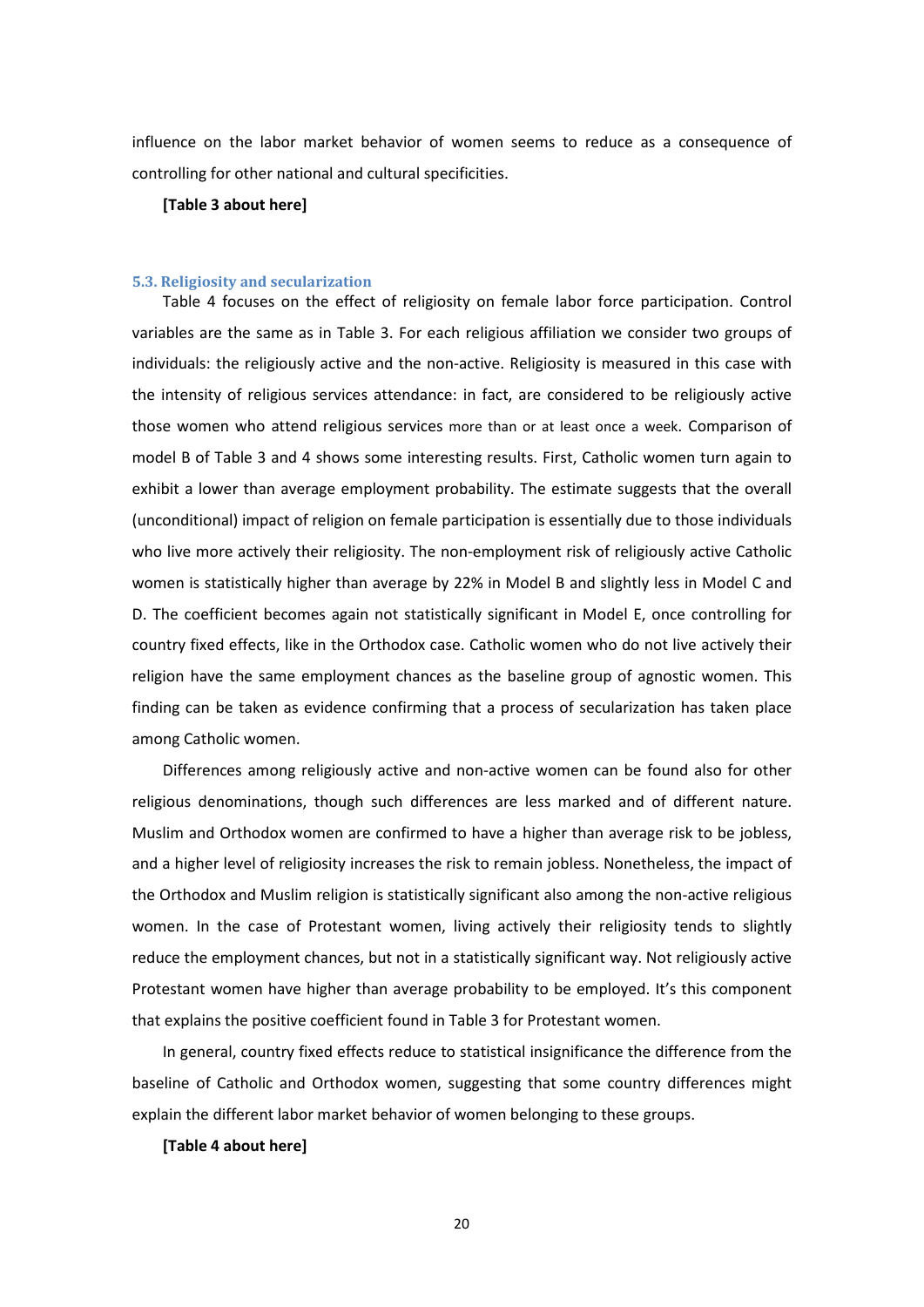influence on the labor market behavior of women seems to reduce as a consequence of controlling for other national and cultural specificities.

**[Table 3 about here]**

### 5.3. Religiosity and secularization

Table 4 focuses on the effect of religiosity on female labor force participation. Control variables are the same as in Table 3. For each religious affiliation we consider two groups of individuals: the religiously active and the non-active. Religiosity is measured in this case with the intensity of religious services attendance: in fact, are considered to be religiously active those women who attend religious services more than or at least once a week. Comparison of model B of Table 3 and 4 shows some interesting results. First, Catholic women turn again to exhibit a lower than average employment probability. The estimate suggests that the overall (unconditional) impact of religion on female participation is essentially due to those individuals who live more actively their religiosity. The non-employment risk of religiously active Catholic women is statistically higher than average by 22% in Model B and slightly less in Model C and D. The coefficient becomes again not statistically significant in Model E, once controlling for country fixed effects, like in the Orthodox case. Catholic women who do not live actively their religion have the same employment chances as the baseline group of agnostic women. This finding can be taken as evidence confirming that a process of secularization has taken place among Catholic women.

Differences among religiously active and non-active women can be found also for other religious denominations, though such differences are less marked and of different nature. Muslim and Orthodox women are confirmed to have a higher than average risk to be jobless, and a higher level of religiosity increases the risk to remain jobless. Nonetheless, the impact of the Orthodox and Muslim religion is statistically significant also among the non-active religious women. In the case of Protestant women, living actively their religiosity tends to slightly reduce the employment chances, but not in a statistically significant way. Not religiously active Protestant women have higher than average probability to be employed. It's this component that explains the positive coefficient found in Table 3 for Protestant women.

In general, country fixed effects reduce to statistical insignificance the difference from the baseline of Catholic and Orthodox women, suggesting that some country differences might explain the different labor market behavior of women belonging to these groups.

**[Table 4 about here]**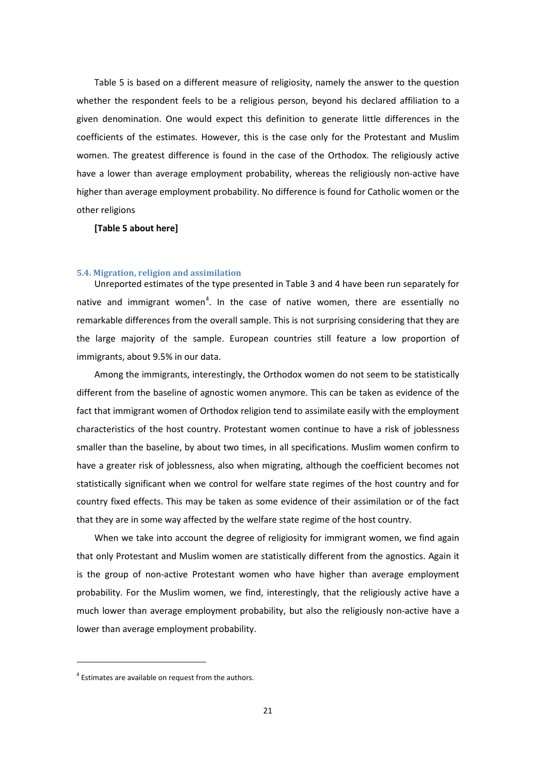Table 5 is based on a different measure of religiosity, namely the answer to the question whether the respondent feels to be a religious person, beyond his declared affiliation to a given denomination. One would expect this definition to generate little differences in the coefficients of the estimates. However, this is the case only for the Protestant and Muslim women. The greatest difference is found in the case of the Orthodox. The religiously active have a lower than average employment probability, whereas the religiously non-active have higher than average employment probability. No difference is found for Catholic women or the other religions

**[Table 5 about here]**

### 5.4. Migration, religion and assimilation

Unreported estimates of the type presented in Table 3 and 4 have been run separately for native and immigrant women[4]. In the case of native women, there are essentially no remarkable differences from the overall sample. This is not surprising considering that they are the large majority of the sample. European countries still feature a low proportion of immigrants, about 9.5% in our data.

Among the immigrants, interestingly, the Orthodox women do not seem to be statistically different from the baseline of agnostic women anymore. This can be taken as evidence of the fact that immigrant women of Orthodox religion tend to assimilate easily with the employment characteristics of the host country. Protestant women continue to have a risk of joblessness smaller than the baseline, by about two times, in all specifications. Muslim women confirm to have a greater risk of joblessness, also when migrating, although the coefficient becomes not statistically significant when we control for welfare state regimes of the host country and for country fixed effects. This may be taken as some evidence of their assimilation or of the fact that they are in some way affected by the welfare state regime of the host country.

When we take into account the degree of religiosity for immigrant women, we find again that only Protestant and Muslim women are statistically different from the agnostics. Again it is the group of non-active Protestant women who have higher than average employment probability. For the Muslim women, we find, interestingly, that the religiously active have a much lower than average employment probability, but also the religiously non-active have a lower than average employment probability.

---

[4] Estimates are available on request from the authors.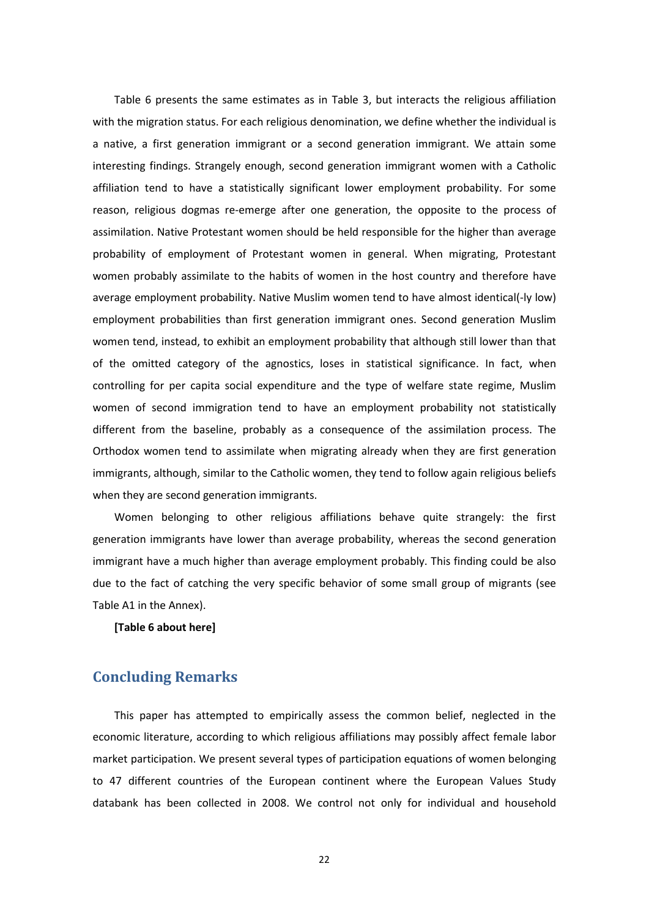Table 6 presents the same estimates as in Table 3, but interacts the religious affiliation with the migration status. For each religious denomination, we define whether the individual is a native, a first generation immigrant or a second generation immigrant. We attain some interesting findings. Strangely enough, second generation immigrant women with a Catholic affiliation tend to have a statistically significant lower employment probability. For some reason, religious dogmas re-emerge after one generation, the opposite to the process of assimilation. Native Protestant women should be held responsible for the higher than average probability of employment of Protestant women in general. When migrating, Protestant women probably assimilate to the habits of women in the host country and therefore have average employment probability. Native Muslim women tend to have almost identical(-ly low) employment probabilities than first generation immigrant ones. Second generation Muslim women tend, instead, to exhibit an employment probability that although still lower than that of the omitted category of the agnostics, loses in statistical significance. In fact, when controlling for per capita social expenditure and the type of welfare state regime, Muslim women of second immigration tend to have an employment probability not statistically different from the baseline, probably as a consequence of the assimilation process. The Orthodox women tend to assimilate when migrating already when they are first generation immigrants, although, similar to the Catholic women, they tend to follow again religious beliefs when they are second generation immigrants.

Women belonging to other religious affiliations behave quite strangely: the first generation immigrants have lower than average probability, whereas the second generation immigrant have a much higher than average employment probably. This finding could be also due to the fact of catching the very specific behavior of some small group of migrants (see Table A1 in the Annex).

**[Table 6 about here]**

## Concluding Remarks

This paper has attempted to empirically assess the common belief, neglected in the economic literature, according to which religious affiliations may possibly affect female labor market participation. We present several types of participation equations of women belonging to 47 different countries of the European continent where the European Values Study databank has been collected in 2008. We control not only for individual and household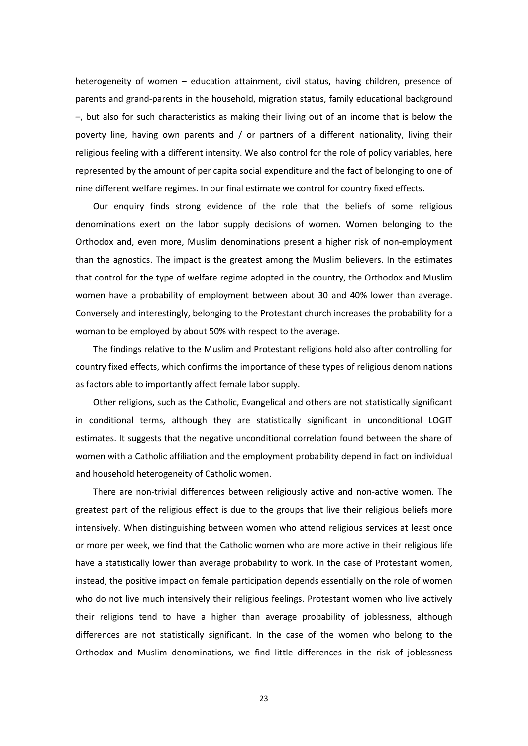heterogeneity of women – education attainment, civil status, having children, presence of parents and grand-parents in the household, migration status, family educational background –, but also for such characteristics as making their living out of an income that is below the poverty line, having own parents and / or partners of a different nationality, living their religious feeling with a different intensity. We also control for the role of policy variables, here represented by the amount of per capita social expenditure and the fact of belonging to one of nine different welfare regimes. In our final estimate we control for country fixed effects.

Our enquiry finds strong evidence of the role that the beliefs of some religious denominations exert on the labor supply decisions of women. Women belonging to the Orthodox and, even more, Muslim denominations present a higher risk of non-employment than the agnostics. The impact is the greatest among the Muslim believers. In the estimates that control for the type of welfare regime adopted in the country, the Orthodox and Muslim women have a probability of employment between about 30 and 40% lower than average. Conversely and interestingly, belonging to the Protestant church increases the probability for a woman to be employed by about 50% with respect to the average.

The findings relative to the Muslim and Protestant religions hold also after controlling for country fixed effects, which confirms the importance of these types of religious denominations as factors able to importantly affect female labor supply.

Other religions, such as the Catholic, Evangelical and others are not statistically significant in conditional terms, although they are statistically significant in unconditional LOGIT estimates. It suggests that the negative unconditional correlation found between the share of women with a Catholic affiliation and the employment probability depend in fact on individual and household heterogeneity of Catholic women.

There are non-trivial differences between religiously active and non-active women. The greatest part of the religious effect is due to the groups that live their religious beliefs more intensively. When distinguishing between women who attend religious services at least once or more per week, we find that the Catholic women who are more active in their religious life have a statistically lower than average probability to work. In the case of Protestant women, instead, the positive impact on female participation depends essentially on the role of women who do not live much intensively their religious feelings. Protestant women who live actively their religions tend to have a higher than average probability of joblessness, although differences are not statistically significant. In the case of the women who belong to the Orthodox and Muslim denominations, we find little differences in the risk of joblessness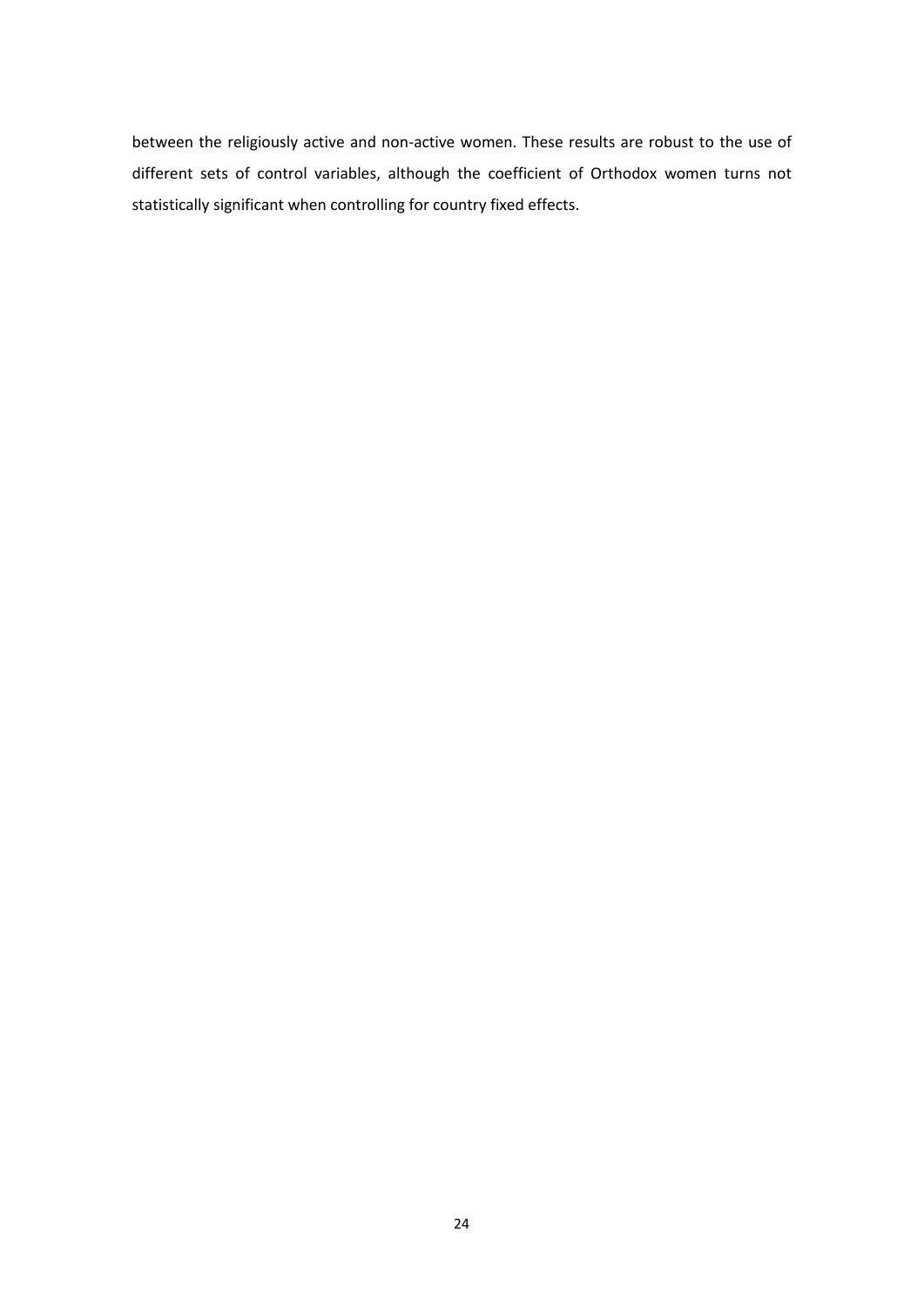between the religiously active and non-active women. These results are robust to the use of different sets of control variables, although the coefficient of Orthodox women turns not statistically significant when controlling for country fixed effects.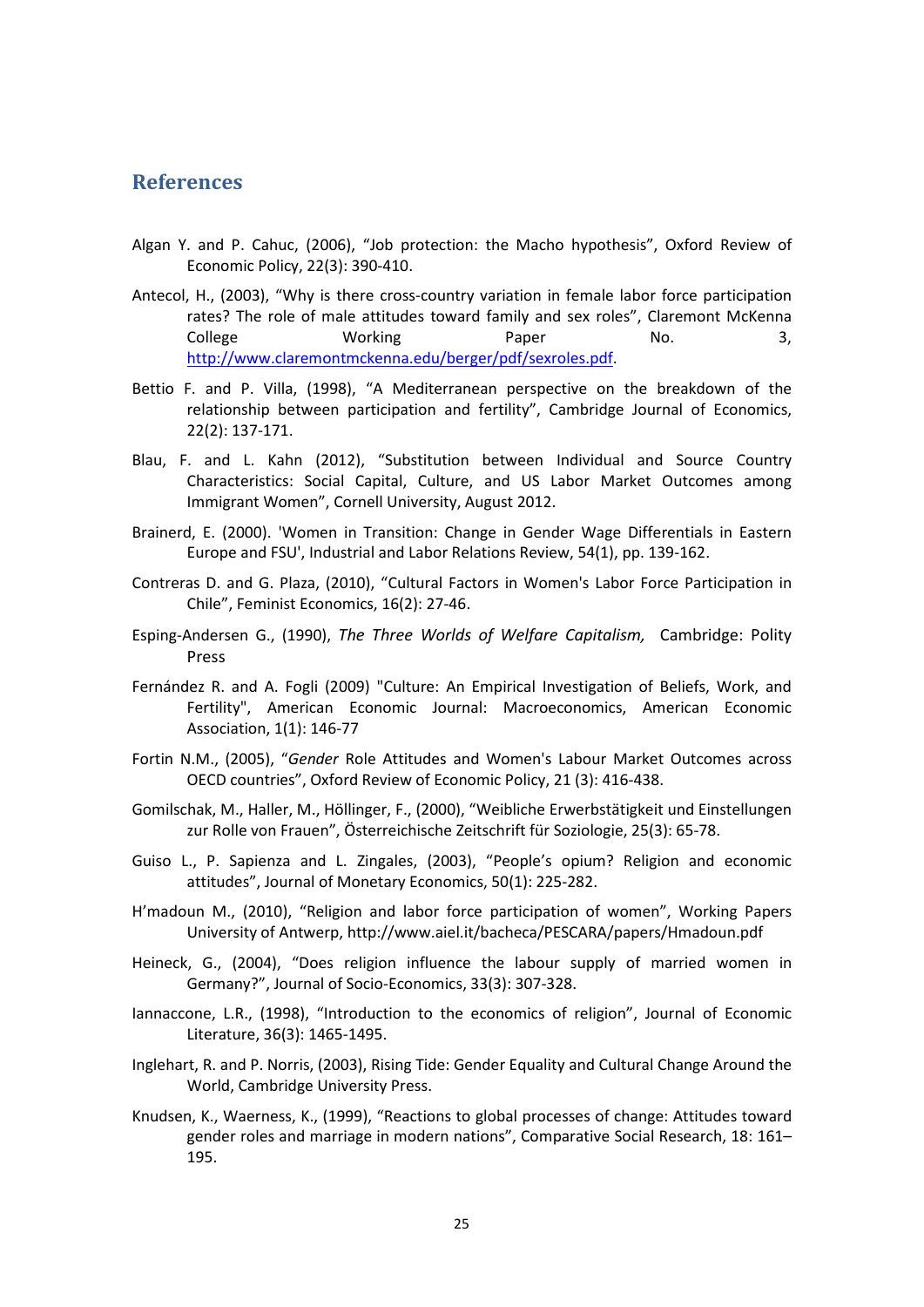## References

Algan Y. and P. Cahuc, (2006), "Job protection: the Macho hypothesis", Oxford Review of Economic Policy, 22(3): 390-410.

Antecol, H., (2003), "Why is there cross-country variation in female labor force participation rates? The role of male attitudes toward family and sex roles", Claremont McKenna College Working Paper No. 3, http://www.claremontmckenna.edu/berger/pdf/sexroles.pdf.

Bettio F. and P. Villa, (1998), "A Mediterranean perspective on the breakdown of the relationship between participation and fertility", Cambridge Journal of Economics, 22(2): 137-171.

Blau, F. and L. Kahn (2012), "Substitution between Individual and Source Country Characteristics: Social Capital, Culture, and US Labor Market Outcomes among Immigrant Women", Cornell University, August 2012.

Brainerd, E. (2000). 'Women in Transition: Change in Gender Wage Differentials in Eastern Europe and FSU', Industrial and Labor Relations Review, 54(1), pp. 139-162.

Contreras D. and G. Plaza, (2010), "Cultural Factors in Women's Labor Force Participation in Chile", Feminist Economics, 16(2): 27-46.

Esping-Andersen G., (1990), *The Three Worlds of Welfare Capitalism,* Cambridge: Polity Press

Fernández R. and A. Fogli (2009) "Culture: An Empirical Investigation of Beliefs, Work, and Fertility", American Economic Journal: Macroeconomics, American Economic Association, 1(1): 146-77

Fortin N.M., (2005), "*Gender* Role Attitudes and Women's Labour Market Outcomes across OECD countries", Oxford Review of Economic Policy, 21 (3): 416-438.

Gomilschak, M., Haller, M., Höllinger, F., (2000), "Weibliche Erwerbstätigkeit und Einstellungen zur Rolle von Frauen", Österreichische Zeitschrift für Soziologie, 25(3): 65-78.

Guiso L., P. Sapienza and L. Zingales, (2003), "People's opium? Religion and economic attitudes", Journal of Monetary Economics, 50(1): 225-282.

H'madoun M., (2010), "Religion and labor force participation of women", Working Papers University of Antwerp, http://www.aiel.it/bacheca/PESCARA/papers/Hmadoun.pdf

Heineck, G., (2004), "Does religion influence the labour supply of married women in Germany?", Journal of Socio-Economics, 33(3): 307-328.

Iannaccone, L.R., (1998), "Introduction to the economics of religion", Journal of Economic Literature, 36(3): 1465-1495.

Inglehart, R. and P. Norris, (2003), Rising Tide: Gender Equality and Cultural Change Around the World, Cambridge University Press.

Knudsen, K., Waerness, K., (1999), "Reactions to global processes of change: Attitudes toward gender roles and marriage in modern nations", Comparative Social Research, 18: 161–195.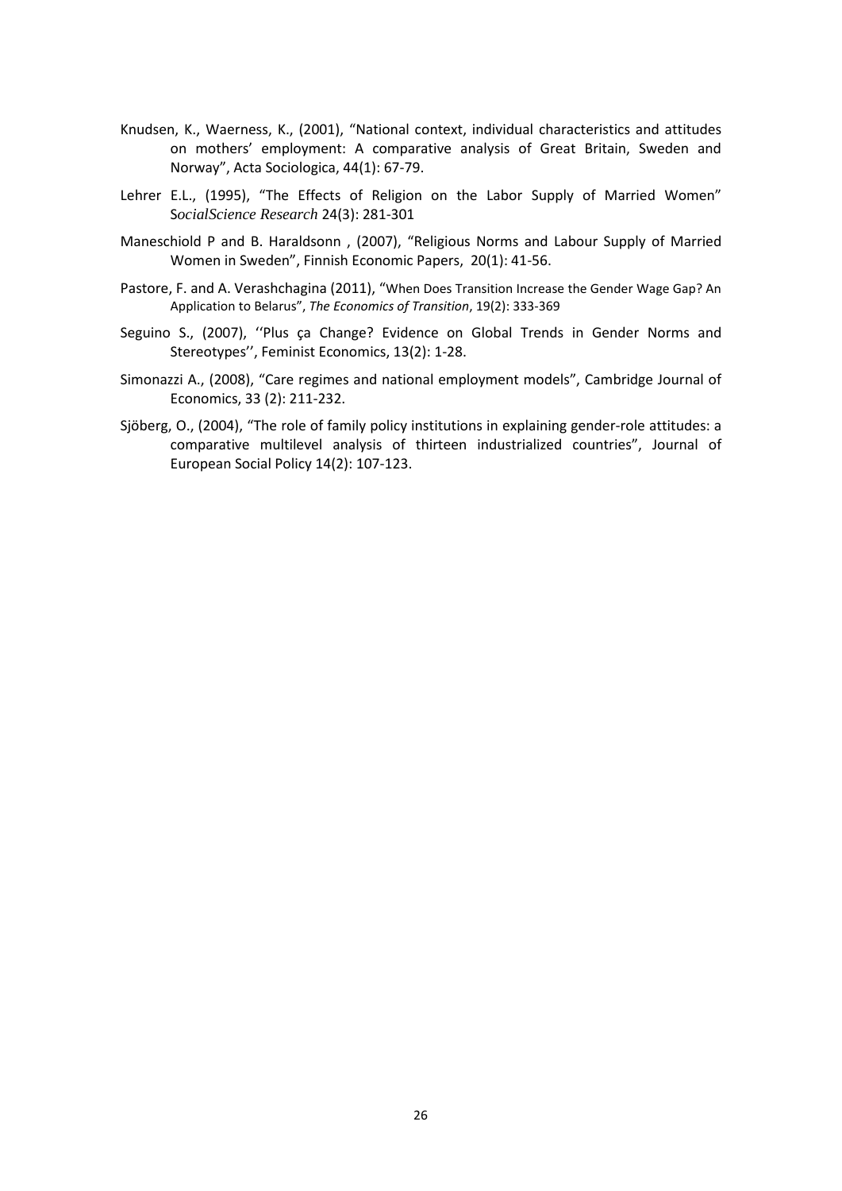Knudsen, K., Waerness, K., (2001), "National context, individual characteristics and attitudes on mothers' employment: A comparative analysis of Great Britain, Sweden and Norway", Acta Sociologica, 44(1): 67-79.

Lehrer E.L., (1995), "The Effects of Religion on the Labor Supply of Married Women" S*ocialScience Research* 24(3): 281-301

Maneschiold P and B. Haraldsonn , (2007), "Religious Norms and Labour Supply of Married Women in Sweden", Finnish Economic Papers, 20(1): 41-56.

Pastore, F. and A. Verashchagina (2011), "When Does Transition Increase the Gender Wage Gap? An Application to Belarus", *The Economics of Transition*, 19(2): 333-369

Seguino S., (2007), ''Plus ça Change? Evidence on Global Trends in Gender Norms and Stereotypes'', Feminist Economics, 13(2): 1-28.

Simonazzi A., (2008), "Care regimes and national employment models", Cambridge Journal of Economics, 33 (2): 211-232.

Sjöberg, O., (2004), "The role of family policy institutions in explaining gender-role attitudes: a comparative multilevel analysis of thirteen industrialized countries", Journal of European Social Policy 14(2): 107-123.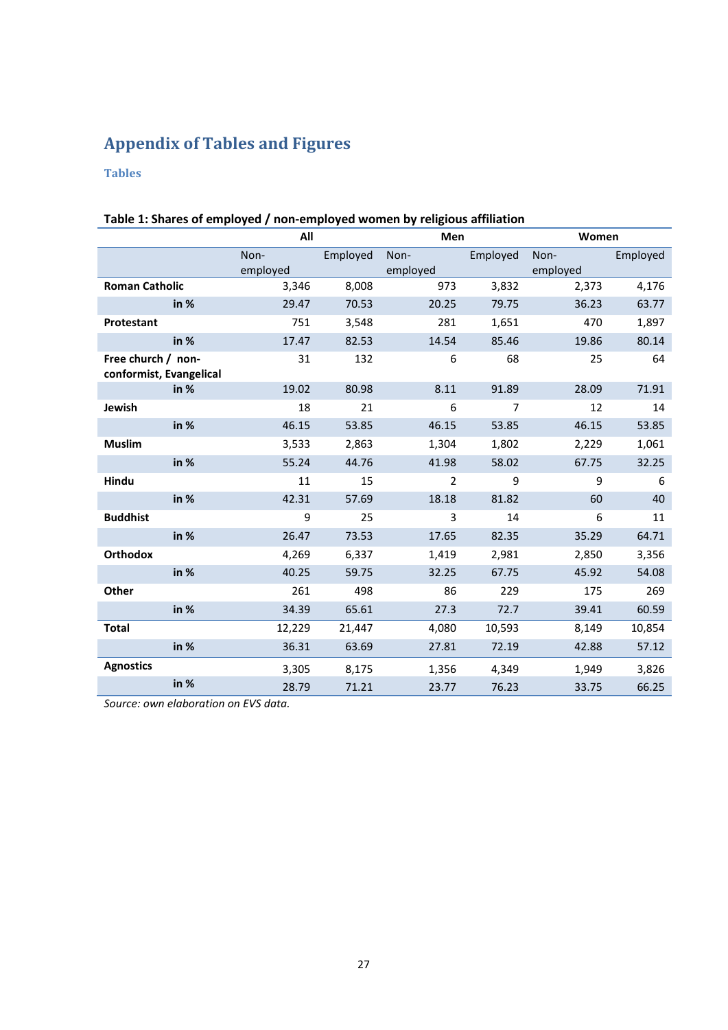# Appendix of Tables and Figures

## Tables

**Table 1: Shares of employed / non-employed women by religious affiliation**

| | All | | Men | | Women | |
|---|---|---|---|---|---|---|
| | Non-employed | Employed | Non-employed | Employed | Non-employed | Employed |
| **Roman Catholic** | 3,346 | 8,008 | 973 | 3,832 | 2,373 | 4,176 |
| **in %** | 29.47 | 70.53 | 20.25 | 79.75 | 36.23 | 63.77 |
| **Protestant** | 751 | 3,548 | 281 | 1,651 | 470 | 1,897 |
| **in %** | 17.47 | 82.53 | 14.54 | 85.46 | 19.86 | 80.14 |
| **Free church / non-conformist, Evangelical** | 31 | 132 | 6 | 68 | 25 | 64 |
| **in %** | 19.02 | 80.98 | 8.11 | 91.89 | 28.09 | 71.91 |
| **Jewish** | 18 | 21 | 6 | 7 | 12 | 14 |
| **in %** | 46.15 | 53.85 | 46.15 | 53.85 | 46.15 | 53.85 |
| **Muslim** | 3,533 | 2,863 | 1,304 | 1,802 | 2,229 | 1,061 |
| **in %** | 55.24 | 44.76 | 41.98 | 58.02 | 67.75 | 32.25 |
| **Hindu** | 11 | 15 | 2 | 9 | 9 | 6 |
| **in %** | 42.31 | 57.69 | 18.18 | 81.82 | 60 | 40 |
| **Buddhist** | 9 | 25 | 3 | 14 | 6 | 11 |
| **in %** | 26.47 | 73.53 | 17.65 | 82.35 | 35.29 | 64.71 |
| **Orthodox** | 4,269 | 6,337 | 1,419 | 2,981 | 2,850 | 3,356 |
| **in %** | 40.25 | 59.75 | 32.25 | 67.75 | 45.92 | 54.08 |
| **Other** | 261 | 498 | 86 | 229 | 175 | 269 |
| **in %** | 34.39 | 65.61 | 27.3 | 72.7 | 39.41 | 60.59 |
| **Total** | 12,229 | 21,447 | 4,080 | 10,593 | 8,149 | 10,854 |
| **in %** | 36.31 | 63.69 | 27.81 | 72.19 | 42.88 | 57.12 |
| **Agnostics** | 3,305 | 8,175 | 1,356 | 4,349 | 1,949 | 3,826 |
| **in %** | 28.79 | 71.21 | 23.77 | 76.23 | 33.75 | 66.25 |

*Source: own elaboration on EVS data.*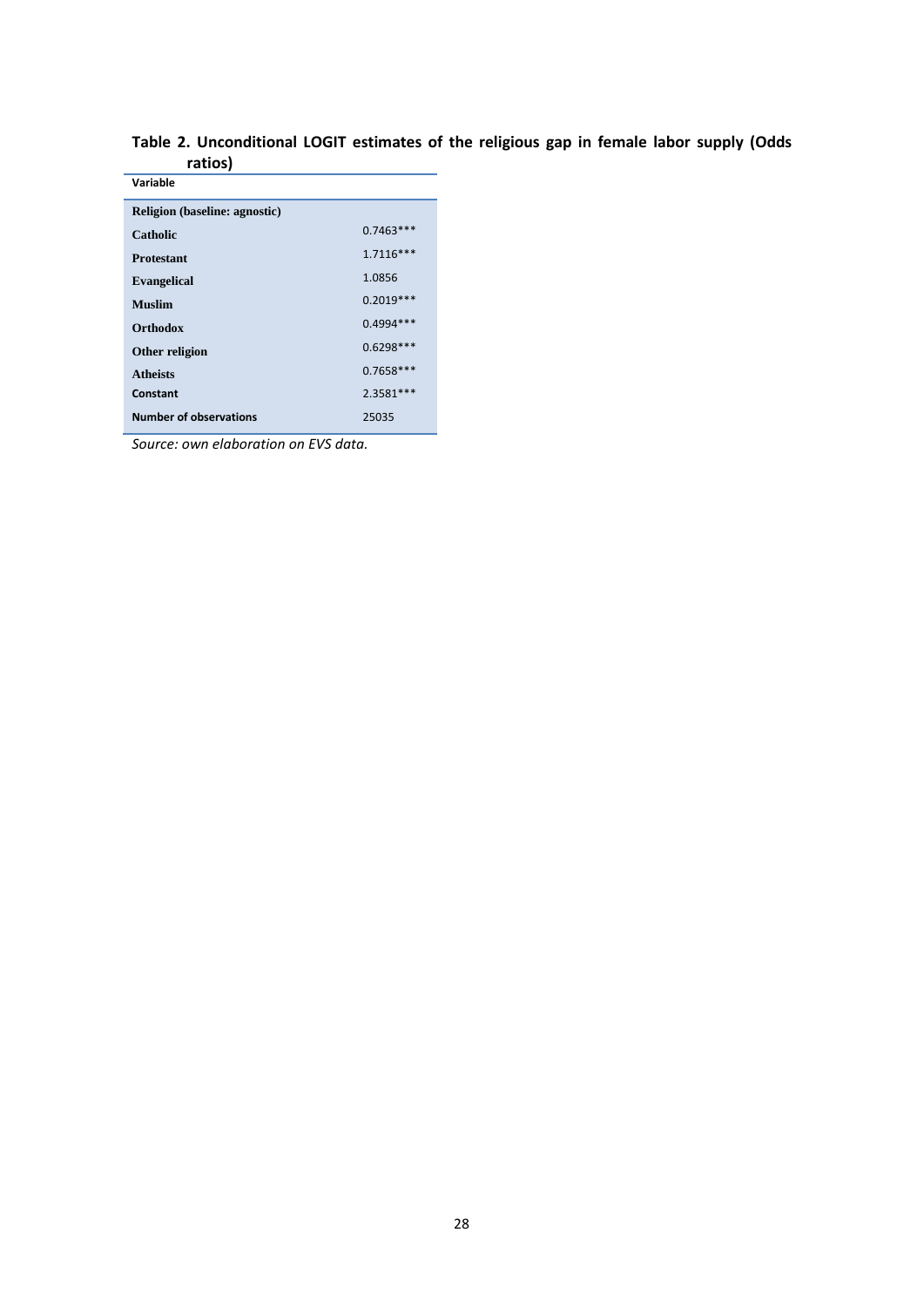**Table 2. Unconditional LOGIT estimates of the religious gap in female labor supply (Odds ratios)**

| Variable | |
|---|---|
| **Religion (baseline: agnostic)** | |
| **Catholic** | 0.7463*** |
| **Protestant** | 1.7116*** |
| **Evangelical** | 1.0856 |
| **Muslim** | 0.2019*** |
| **Orthodox** | 0.4994*** |
| **Other religion** | 0.6298*** |
| **Atheists** | 0.7658*** |
| **Constant** | 2.3581*** |
| **Number of observations** | 25035 |

*Source: own elaboration on EVS data.*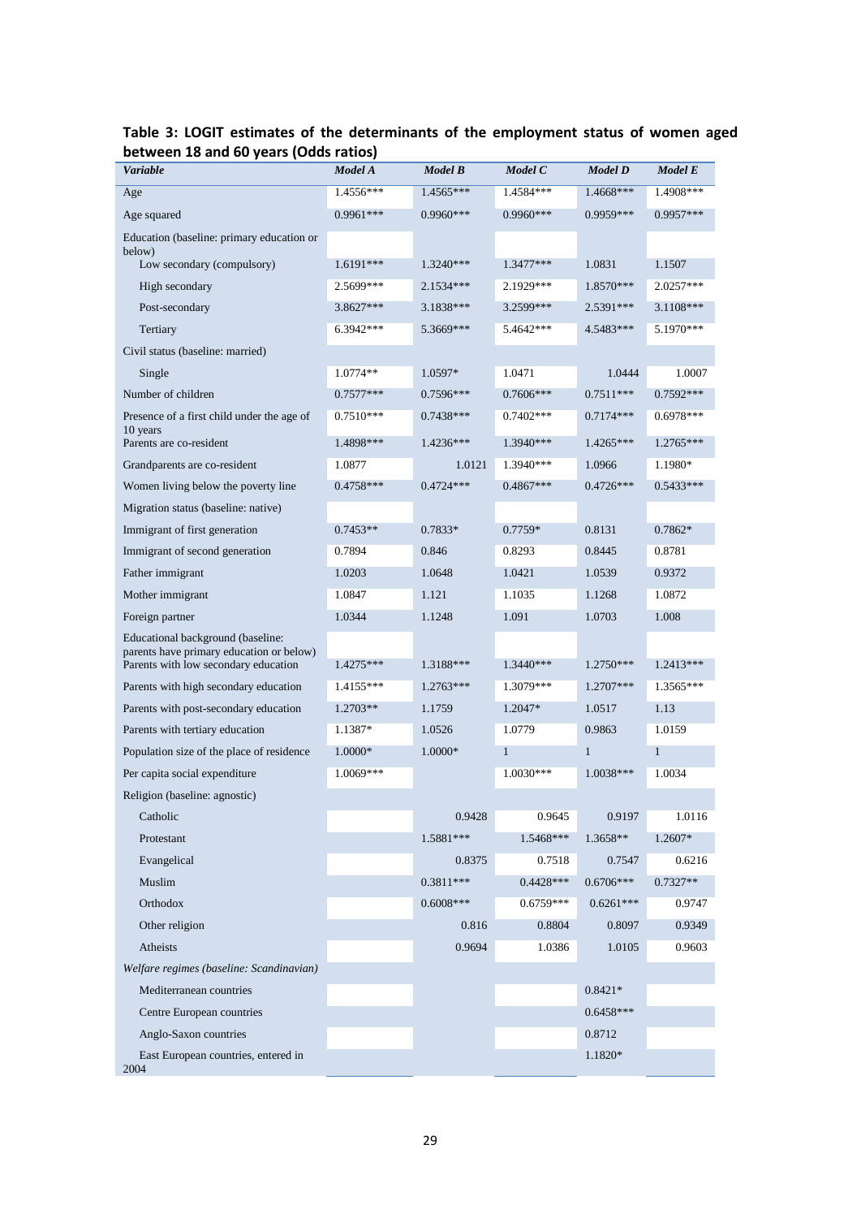**Table 3: LOGIT estimates of the determinants of the employment status of women aged between 18 and 60 years (Odds ratios)**

| *Variable* | *Model A* | *Model B* | *Model C* | *Model D* | *Model E* |
|---|---|---|---|---|---|
| Age | 1.4556*** | 1.4565*** | 1.4584*** | 1.4668*** | 1.4908*** |
| Age squared | 0.9961*** | 0.9960*** | 0.9960*** | 0.9959*** | 0.9957*** |
| Education (baseline: primary education or below) | | | | | |
| Low secondary (compulsory) | 1.6191*** | 1.3240*** | 1.3477*** | 1.0831 | 1.1507 |
| High secondary | 2.5699*** | 2.1534*** | 2.1929*** | 1.8570*** | 2.0257*** |
| Post-secondary | 3.8627*** | 3.1838*** | 3.2599*** | 2.5391*** | 3.1108*** |
| Tertiary | 6.3942*** | 5.3669*** | 5.4642*** | 4.5483*** | 5.1970*** |
| Civil status (baseline: married) | | | | | |
| Single | 1.0774** | 1.0597* | 1.0471 | 1.0444 | 1.0007 |
| Number of children | 0.7577*** | 0.7596*** | 0.7606*** | 0.7511*** | 0.7592*** |
| Presence of a first child under the age of 10 years | 0.7510*** | 0.7438*** | 0.7402*** | 0.7174*** | 0.6978*** |
| Parents are co-resident | 1.4898*** | 1.4236*** | 1.3940*** | 1.4265*** | 1.2765*** |
| Grandparents are co-resident | 1.0877 | 1.0121 | 1.3940*** | 1.0966 | 1.1980* |
| Women living below the poverty line | 0.4758*** | 0.4724*** | 0.4867*** | 0.4726*** | 0.5433*** |
| Migration status (baseline: native) | | | | | |
| Immigrant of first generation | 0.7453** | 0.7833* | 0.7759* | 0.8131 | 0.7862* |
| Immigrant of second generation | 0.7894 | 0.846 | 0.8293 | 0.8445 | 0.8781 |
| Father immigrant | 1.0203 | 1.0648 | 1.0421 | 1.0539 | 0.9372 |
| Mother immigrant | 1.0847 | 1.121 | 1.1035 | 1.1268 | 1.0872 |
| Foreign partner | 1.0344 | 1.1248 | 1.091 | 1.0703 | 1.008 |
| Educational background (baseline: parents have primary education or below) | | | | | |
| Parents with low secondary education | 1.4275*** | 1.3188*** | 1.3440*** | 1.2750*** | 1.2413*** |
| Parents with high secondary education | 1.4155*** | 1.2763*** | 1.3079*** | 1.2707*** | 1.3565*** |
| Parents with post-secondary education | 1.2703** | 1.1759 | 1.2047* | 1.0517 | 1.13 |
| Parents with tertiary education | 1.1387* | 1.0526 | 1.0779 | 0.9863 | 1.0159 |
| Population size of the place of residence | 1.0000* | 1.0000* | 1 | 1 | 1 |
| Per capita social expenditure | 1.0069*** | | 1.0030*** | 1.0038*** | 1.0034 |
| Religion (baseline: agnostic) | | | | | |
| Catholic | | 0.9428 | 0.9645 | 0.9197 | 1.0116 |
| Protestant | | 1.5881*** | 1.5468*** | 1.3658** | 1.2607* |
| Evangelical | | 0.8375 | 0.7518 | 0.7547 | 0.6216 |
| Muslim | | 0.3811*** | 0.4428*** | 0.6706*** | 0.7327** |
| Orthodox | | 0.6008*** | 0.6759*** | 0.6261*** | 0.9747 |
| Other religion | | 0.816 | 0.8804 | 0.8097 | 0.9349 |
| Atheists | | 0.9694 | 1.0386 | 1.0105 | 0.9603 |
| *Welfare regimes (baseline: Scandinavian)* | | | | | |
| Mediterranean countries | | | | 0.8421* | |
| Centre European countries | | | | 0.6458*** | |
| Anglo-Saxon countries | | | | 0.8712 | |
| East European countries, entered in 2004 | | | | 1.1820* | |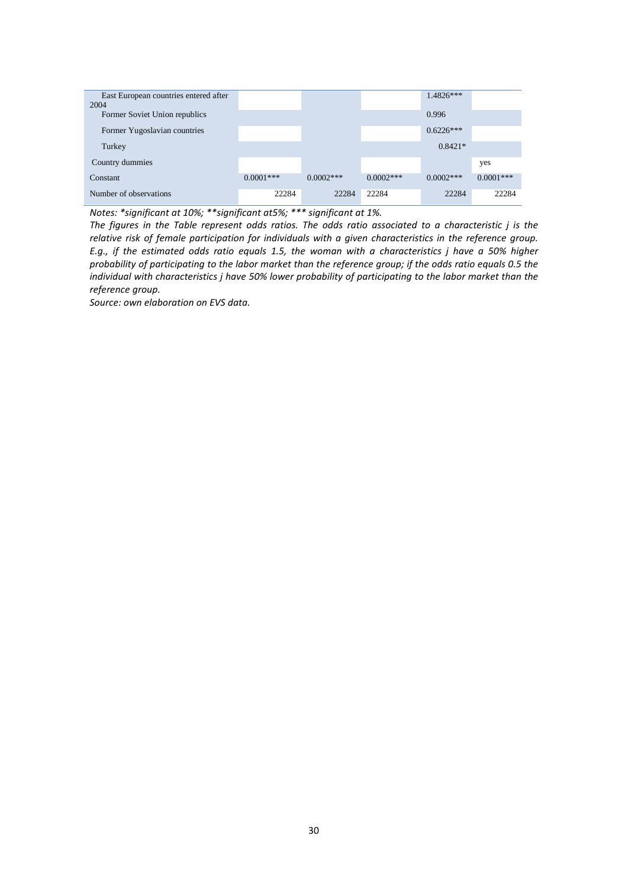| | | | | | |
|---|---|---|---|---|---|
| East European countries entered after 2004 | | | | 1.4826*** | |
| Former Soviet Union republics | | | | 0.996 | |
| Former Yugoslavian countries | | | | 0.6226*** | |
| Turkey | | | | 0.8421* | |
| Country dummies | | | | | yes |
| Constant | 0.0001*** | 0.0002*** | 0.0002*** | 0.0002*** | 0.0001*** |
| Number of observations | 22284 | 22284 | 22284 | 22284 | 22284 |

*Notes: *significant at 10%; **significant at5%; *** significant at 1%.*

*The figures in the Table represent odds ratios. The odds ratio associated to a characteristic j is the relative risk of female participation for individuals with a given characteristics in the reference group. E.g., if the estimated odds ratio equals 1.5, the woman with a characteristics j have a 50% higher probability of participating to the labor market than the reference group; if the odds ratio equals 0.5 the individual with characteristics j have 50% lower probability of participating to the labor market than the reference group.*

*Source: own elaboration on EVS data.*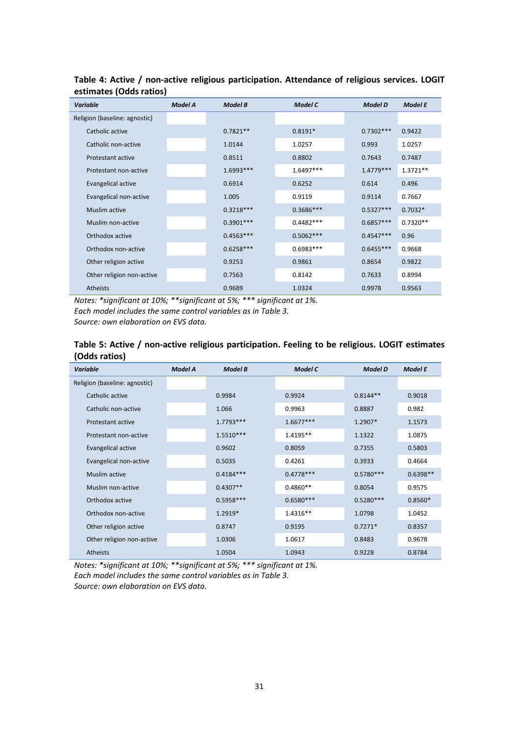**Table 4: Active / non-active religious participation. Attendance of religious services. LOGIT estimates (Odds ratios)**

| *Variable* | *Model A* | *Model B* | *Model C* | *Model D* | *Model E* |
|---|---|---|---|---|---|
| Religion (baseline: agnostic) | | | | | |
| Catholic active | | 0.7821** | 0.8191* | 0.7302*** | 0.9422 |
| Catholic non-active | | 1.0144 | 1.0257 | 0.993 | 1.0257 |
| Protestant active | | 0.8511 | 0.8802 | 0.7643 | 0.7487 |
| Protestant non-active | | 1.6993*** | 1.6497*** | 1.4779*** | 1.3721** |
| Evangelical active | | 0.6914 | 0.6252 | 0.614 | 0.496 |
| Evangelical non-active | | 1.005 | 0.9119 | 0.9114 | 0.7667 |
| Muslim active | | 0.3218*** | 0.3686*** | 0.5327*** | 0.7032* |
| Muslim non-active | | 0.3901*** | 0.4482*** | 0.6857*** | 0.7320** |
| Orthodox active | | 0.4563*** | 0.5062*** | 0.4547*** | 0.96 |
| Orthodox non-active | | 0.6258*** | 0.6983*** | 0.6455*** | 0.9668 |
| Other religion active | | 0.9253 | 0.9861 | 0.8654 | 0.9822 |
| Other religion non-active | | 0.7563 | 0.8142 | 0.7633 | 0.8994 |
| Atheists | | 0.9689 | 1.0324 | 0.9978 | 0.9563 |

*Notes: *significant at 10%; **significant at 5%; *** significant at 1%.*
*Each model includes the same control variables as in Table 3.*
*Source: own elaboration on EVS data.*

**Table 5: Active / non-active religious participation. Feeling to be religious. LOGIT estimates (Odds ratios)**

| *Variable* | *Model A* | *Model B* | *Model C* | *Model D* | *Model E* |
|---|---|---|---|---|---|
| Religion (baseline: agnostic) | | | | | |
| Catholic active | | 0.9984 | 0.9924 | 0.8144** | 0.9018 |
| Catholic non-active | | 1.066 | 0.9963 | 0.8887 | 0.982 |
| Protestant active | | 1.7793*** | 1.6677*** | 1.2907* | 1.1573 |
| Protestant non-active | | 1.5510*** | 1.4195** | 1.1322 | 1.0875 |
| Evangelical active | | 0.9602 | 0.8059 | 0.7355 | 0.5803 |
| Evangelical non-active | | 0.5035 | 0.4261 | 0.3933 | 0.4664 |
| Muslim active | | 0.4184*** | 0.4778*** | 0.5780*** | 0.6398** |
| Muslim non-active | | 0.4307** | 0.4860** | 0.8054 | 0.9575 |
| Orthodox active | | 0.5958*** | 0.6580*** | 0.5280*** | 0.8560* |
| Orthodox non-active | | 1.2919* | 1.4316** | 1.0798 | 1.0452 |
| Other religion active | | 0.8747 | 0.9195 | 0.7271* | 0.8357 |
| Other religion non-active | | 1.0306 | 1.0617 | 0.8483 | 0.9678 |
| Atheists | | 1.0504 | 1.0943 | 0.9228 | 0.8784 |

*Notes: *significant at 10%; **significant at 5%; *** significant at 1%.*
*Each model includes the same control variables as in Table 3.*
*Source: own elaboration on EVS data.*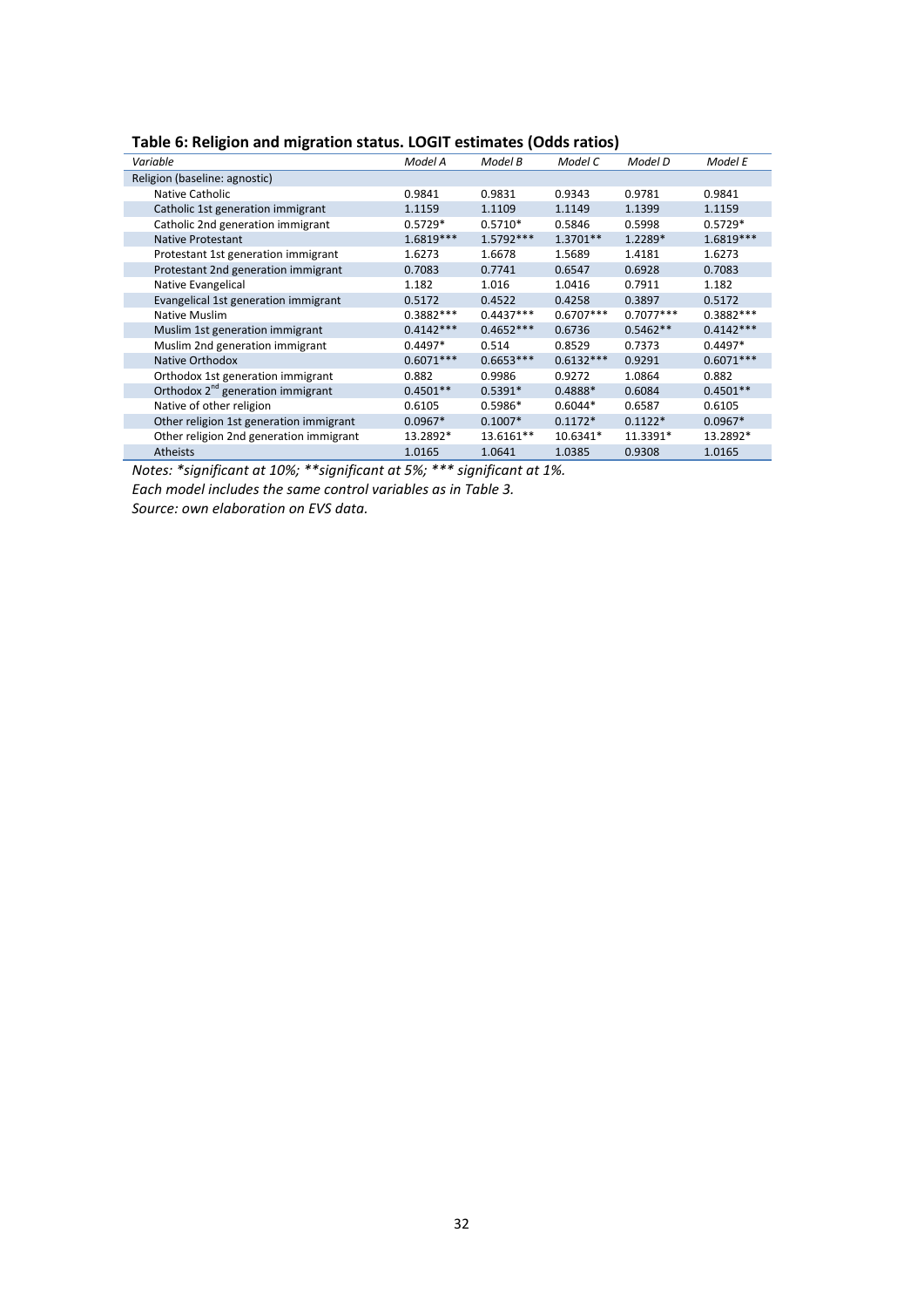**Table 6: Religion and migration status. LOGIT estimates (Odds ratios)**

| *Variable* | *Model A* | *Model B* | *Model C* | *Model D* | *Model E* |
|---|---|---|---|---|---|
| Religion (baseline: agnostic) | | | | | |
| Native Catholic | 0.9841 | 0.9831 | 0.9343 | 0.9781 | 0.9841 |
| Catholic 1st generation immigrant | 1.1159 | 1.1109 | 1.1149 | 1.1399 | 1.1159 |
| Catholic 2nd generation immigrant | 0.5729* | 0.5710* | 0.5846 | 0.5998 | 0.5729* |
| Native Protestant | 1.6819*** | 1.5792*** | 1.3701** | 1.2289* | 1.6819*** |
| Protestant 1st generation immigrant | 1.6273 | 1.6678 | 1.5689 | 1.4181 | 1.6273 |
| Protestant 2nd generation immigrant | 0.7083 | 0.7741 | 0.6547 | 0.6928 | 0.7083 |
| Native Evangelical | 1.182 | 1.016 | 1.0416 | 0.7911 | 1.182 |
| Evangelical 1st generation immigrant | 0.5172 | 0.4522 | 0.4258 | 0.3897 | 0.5172 |
| Native Muslim | 0.3882*** | 0.4437*** | 0.6707*** | 0.7077*** | 0.3882*** |
| Muslim 1st generation immigrant | 0.4142*** | 0.4652*** | 0.6736 | 0.5462** | 0.4142*** |
| Muslim 2nd generation immigrant | 0.4497* | 0.514 | 0.8529 | 0.7373 | 0.4497* |
| Native Orthodox | 0.6071*** | 0.6653*** | 0.6132*** | 0.9291 | 0.6071*** |
| Orthodox 1st generation immigrant | 0.882 | 0.9986 | 0.9272 | 1.0864 | 0.882 |
| Orthodox 2nd generation immigrant | 0.4501** | 0.5391* | 0.4888* | 0.6084 | 0.4501** |
| Native of other religion | 0.6105 | 0.5986* | 0.6044* | 0.6587 | 0.6105 |
| Other religion 1st generation immigrant | 0.0967* | 0.1007* | 0.1172* | 0.1122* | 0.0967* |
| Other religion 2nd generation immigrant | 13.2892* | 13.6161** | 10.6341* | 11.3391* | 13.2892* |
| Atheists | 1.0165 | 1.0641 | 1.0385 | 0.9308 | 1.0165 |

*Notes: *significant at 10%; **significant at 5%; *** significant at 1%.*

*Each model includes the same control variables as in Table 3.*

*Source: own elaboration on EVS data.*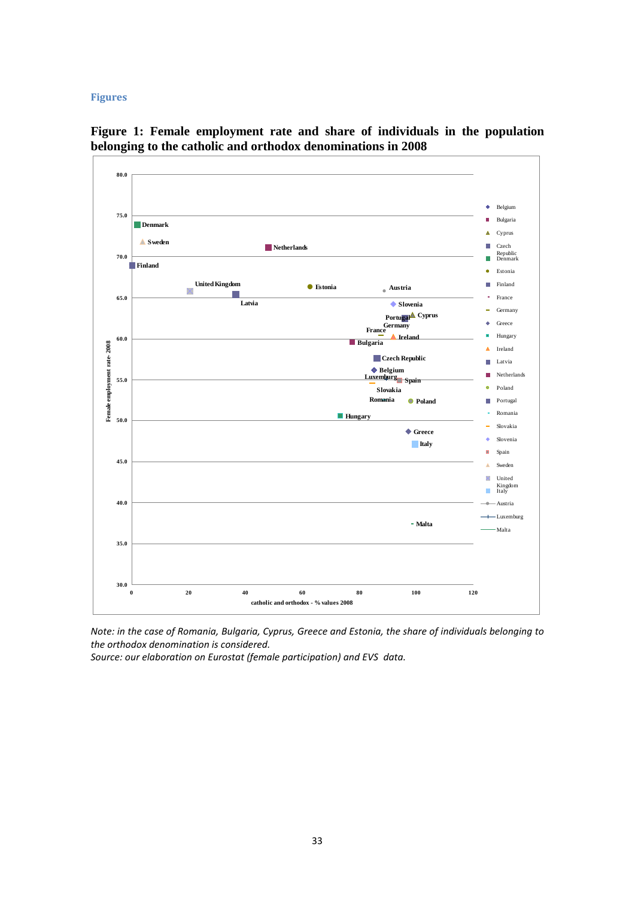## Figures

**Figure 1: Female employment rate and share of individuals in the population belonging to the catholic and orthodox denominations in 2008**

*Note: in the case of Romania, Bulgaria, Cyprus, Greece and Estonia, the share of individuals belonging to the orthodox denomination is considered.*

*Source: our elaboration on Eurostat (female participation) and EVS data.*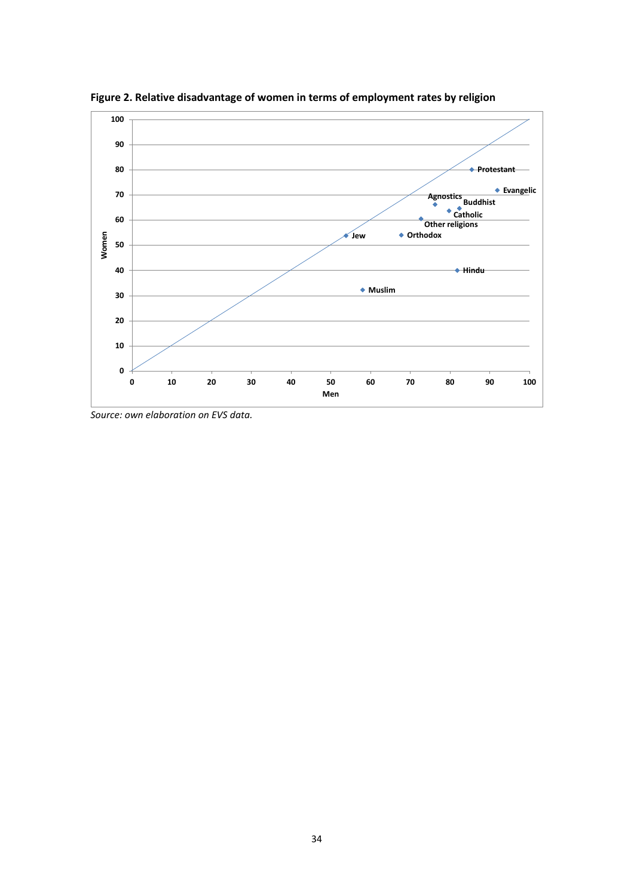**Figure 2. Relative disadvantage of women in terms of employment rates by religion**

*Source: own elaboration on EVS data.*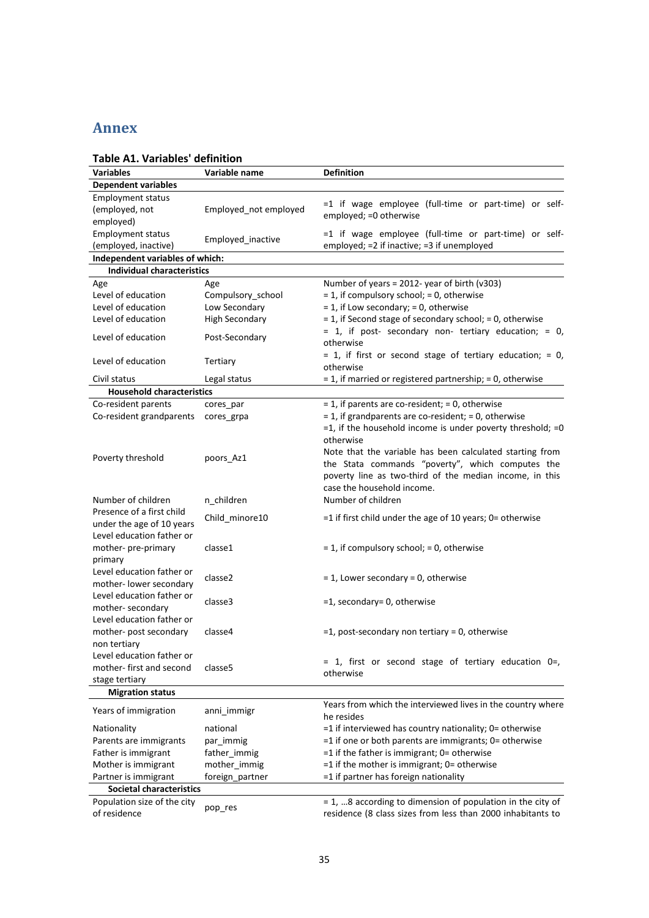# Annex

**Table A1. Variables' definition**

| Variables | Variable name | Definition |
|---|---|---|
| **Dependent variables** | | |
| Employment status (employed, not employed) | Employed_not employed | =1 if wage employee (full-time or part-time) or self-employed; =0 otherwise |
| Employment status (employed, inactive) | Employed_inactive | =1 if wage employee (full-time or part-time) or self-employed; =2 if inactive; =3 if unemployed |
| **Independent variables of which:** | | |
| **Individual characteristics** | | |
| Age | Age | Number of years = 2012- year of birth (v303) |
| Level of education | Compulsory_school | = 1, if compulsory school; = 0, otherwise |
| Level of education | Low Secondary | = 1, if Low secondary; = 0, otherwise |
| Level of education | High Secondary | = 1, if Second stage of secondary school; = 0, otherwise |
| Level of education | Post-Secondary | = 1, if post- secondary non- tertiary education; = 0, otherwise |
| Level of education | Tertiary | = 1, if first or second stage of tertiary education; = 0, otherwise |
| Civil status | Legal status | = 1, if married or registered partnership; = 0, otherwise |
| **Household characteristics** | | |
| Co-resident parents | cores_par | = 1, if parents are co-resident; = 0, otherwise |
| Co-resident grandparents | cores_grpa | = 1, if grandparents are co-resident; = 0, otherwise |
| Poverty threshold | poors_Az1 | =1, if the household income is under poverty threshold; =0 otherwise<br>Note that the variable has been calculated starting from the Stata commands "poverty", which computes the poverty line as two-third of the median income, in this case the household income. |
| Number of children | n_children | Number of children |
| Presence of a first child under the age of 10 years | Child_minore10 | =1 if first child under the age of 10 years; 0= otherwise |
| Level education father or mother- pre-primary primary | classe1 | = 1, if compulsory school; = 0, otherwise |
| Level education father or mother- lower secondary | classe2 | = 1, Lower secondary = 0, otherwise |
| Level education father or mother- secondary | classe3 | =1, secondary= 0, otherwise |
| Level education father or mother- post secondary non tertiary | classe4 | =1, post-secondary non tertiary = 0, otherwise |
| Level education father or mother- first and second stage tertiary | classe5 | = 1, first or second stage of tertiary education 0=, otherwise |
| **Migration status** | | |
| Years of immigration | anni_immigr | Years from which the interviewed lives in the country where he resides |
| Nationality | national | =1 if interviewed has country nationality; 0= otherwise |
| Parents are immigrants | par_immig | =1 if one or both parents are immigrants; 0= otherwise |
| Father is immigrant | father_immig | =1 if the father is immigrant; 0= otherwise |
| Mother is immigrant | mother_immig | =1 if the mother is immigrant; 0= otherwise |
| Partner is immigrant | foreign_partner | =1 if partner has foreign nationality |
| **Societal characteristics** | | |
| Population size of the city of residence | pop_res | = 1, …8 according to dimension of population in the city of residence (8 class sizes from less than 2000 inhabitants to |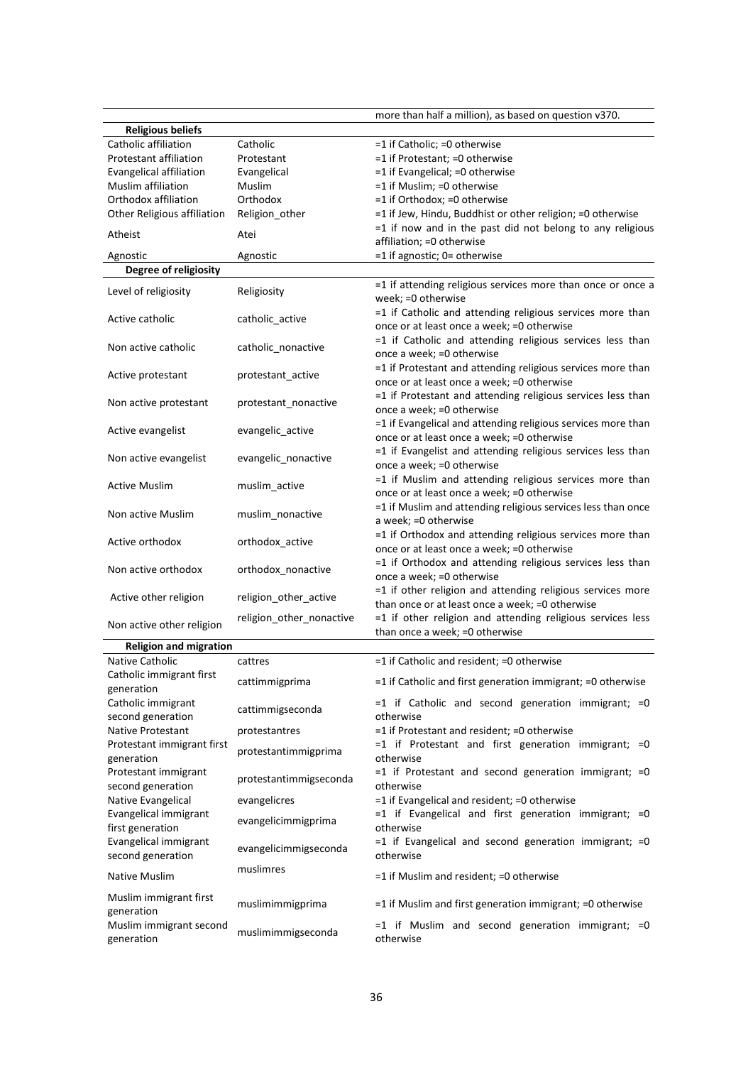| | | |
|---|---|---|
| | | more than half a million), as based on question v370. |
| **Religious beliefs** | | |
| Catholic affiliation | Catholic | =1 if Catholic; =0 otherwise |
| Protestant affiliation | Protestant | =1 if Protestant; =0 otherwise |
| Evangelical affiliation | Evangelical | =1 if Evangelical; =0 otherwise |
| Muslim affiliation | Muslim | =1 if Muslim; =0 otherwise |
| Orthodox affiliation | Orthodox | =1 if Orthodox; =0 otherwise |
| Other Religious affiliation | Religion_other | =1 if Jew, Hindu, Buddhist or other religion; =0 otherwise |
| Atheist | Atei | =1 if now and in the past did not belong to any religious affiliation; =0 otherwise |
| Agnostic | Agnostic | =1 if agnostic; 0= otherwise |
| **Degree of religiosity** | | |
| Level of religiosity | Religiosity | =1 if attending religious services more than once or once a week; =0 otherwise |
| Active catholic | catholic_active | =1 if Catholic and attending religious services more than once or at least once a week; =0 otherwise |
| Non active catholic | catholic_nonactive | =1 if Catholic and attending religious services less than once a week; =0 otherwise |
| Active protestant | protestant_active | =1 if Protestant and attending religious services more than once or at least once a week; =0 otherwise |
| Non active protestant | protestant_nonactive | =1 if Protestant and attending religious services less than once a week; =0 otherwise |
| Active evangelist | evangelic_active | =1 if Evangelical and attending religious services more than once or at least once a week; =0 otherwise |
| Non active evangelist | evangelic_nonactive | =1 if Evangelist and attending religious services less than once a week; =0 otherwise |
| Active Muslim | muslim_active | =1 if Muslim and attending religious services more than once or at least once a week; =0 otherwise |
| Non active Muslim | muslim_nonactive | =1 if Muslim and attending religious services less than once a week; =0 otherwise |
| Active orthodox | orthodox_active | =1 if Orthodox and attending religious services more than once or at least once a week; =0 otherwise |
| Non active orthodox | orthodox_nonactive | =1 if Orthodox and attending religious services less than once a week; =0 otherwise |
| Active other religion | religion_other_active | =1 if other religion and attending religious services more than once or at least once a week; =0 otherwise |
| Non active other religion | religion_other_nonactive | =1 if other religion and attending religious services less than once a week; =0 otherwise |
| **Religion and migration** | | |
| Native Catholic | cattres | =1 if Catholic and resident; =0 otherwise |
| Catholic immigrant first generation | cattimmigprima | =1 if Catholic and first generation immigrant; =0 otherwise |
| Catholic immigrant second generation | cattimmigseconda | =1 if Catholic and second generation immigrant; =0 otherwise |
| Native Protestant | protestantres | =1 if Protestant and resident; =0 otherwise |
| Protestant immigrant first generation | protestantimmigprima | =1 if Protestant and first generation immigrant; =0 otherwise |
| Protestant immigrant second generation | protestantimmigseconda | =1 if Protestant and second generation immigrant; =0 otherwise |
| Native Evangelical | evangelicres | =1 if Evangelical and resident; =0 otherwise |
| Evangelical immigrant first generation | evangelicimmigprima | =1 if Evangelical and first generation immigrant; =0 otherwise |
| Evangelical immigrant second generation | evangelicimmigseconda | =1 if Evangelical and second generation immigrant; =0 otherwise |
| Native Muslim | muslimres | =1 if Muslim and resident; =0 otherwise |
| Muslim immigrant first generation | muslimimmigprima | =1 if Muslim and first generation immigrant; =0 otherwise |
| Muslim immigrant second generation | muslimimmigseconda | =1 if Muslim and second generation immigrant; =0 otherwise |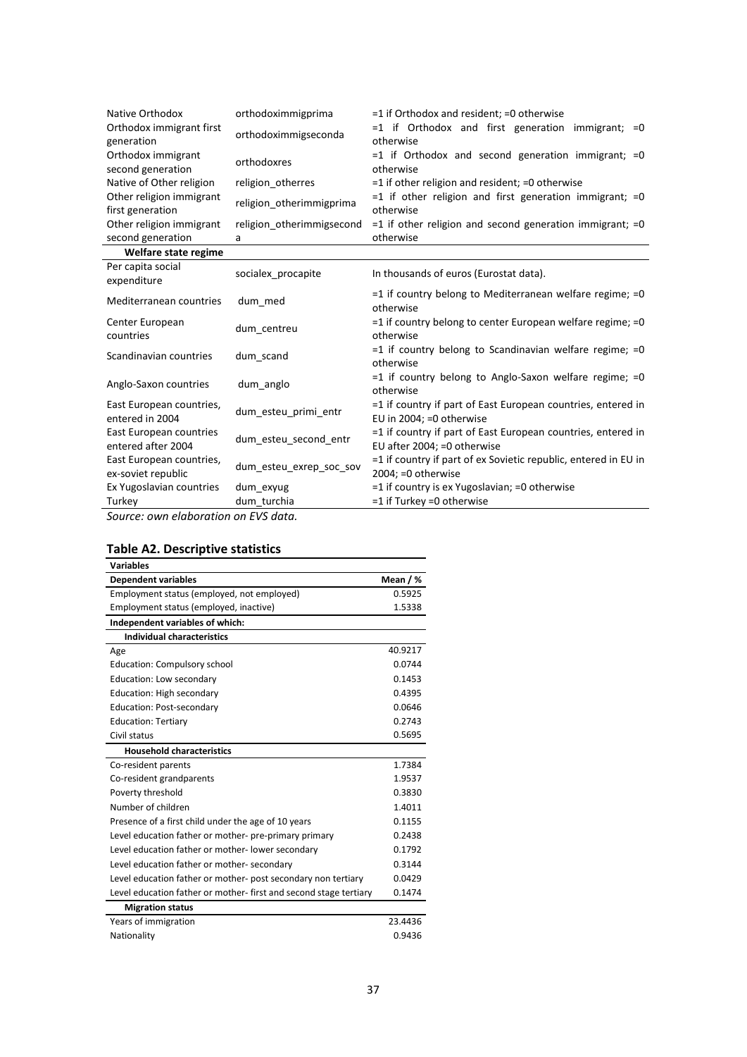| | | |
|---|---|---|
| Native Orthodox | orthodoximmigprima | =1 if Orthodox and resident; =0 otherwise |
| Orthodox immigrant first generation | orthodoximmigseconda | =1 if Orthodox and first generation immigrant; =0 otherwise |
| Orthodox immigrant second generation | orthodoxres | =1 if Orthodox and second generation immigrant; =0 otherwise |
| Native of Other religion | religion_otherres | =1 if other religion and resident; =0 otherwise |
| Other religion immigrant first generation | religion_otherimmigprima | =1 if other religion and first generation immigrant; =0 otherwise |
| Other religion immigrant second generation | religion_otherimmigseconda | =1 if other religion and second generation immigrant; =0 otherwise |
| **Welfare state regime** | | |
| Per capita social expenditure | socialex_procapite | In thousands of euros (Eurostat data). |
| Mediterranean countries | dum_med | =1 if country belong to Mediterranean welfare regime; =0 otherwise |
| Center European countries | dum_centreu | =1 if country belong to center European welfare regime; =0 otherwise |
| Scandinavian countries | dum_scand | =1 if country belong to Scandinavian welfare regime; =0 otherwise |
| Anglo-Saxon countries | dum_anglo | =1 if country belong to Anglo-Saxon welfare regime; =0 otherwise |
| East European countries, entered in 2004 | dum_esteu_primi_entr | =1 if country if part of East European countries, entered in EU in 2004; =0 otherwise |
| East European countries entered after 2004 | dum_esteu_second_entr | =1 if country if part of East European countries, entered in EU after 2004; =0 otherwise |
| East European countries, ex-soviet republic | dum_esteu_exrep_soc_sov | =1 if country if part of ex Sovietic republic, entered in EU in 2004; =0 otherwise |
| Ex Yugoslavian countries | dum_exyug | =1 if country is ex Yugoslavian; =0 otherwise |
| Turkey | dum_turchia | =1 if Turkey =0 otherwise |

*Source: own elaboration on EVS data.*

## Table A2. Descriptive statistics

| **Variables** | |
|---|---|
| **Dependent variables** | **Mean / %** |
| Employment status (employed, not employed) | 0.5925 |
| Employment status (employed, inactive) | 1.5338 |
| **Independent variables of which:** | |
| **Individual characteristics** | |
| Age | 40.9217 |
| Education: Compulsory school | 0.0744 |
| Education: Low secondary | 0.1453 |
| Education: High secondary | 0.4395 |
| Education: Post-secondary | 0.0646 |
| Education: Tertiary | 0.2743 |
| Civil status | 0.5695 |
| **Household characteristics** | |
| Co-resident parents | 1.7384 |
| Co-resident grandparents | 1.9537 |
| Poverty threshold | 0.3830 |
| Number of children | 1.4011 |
| Presence of a first child under the age of 10 years | 0.1155 |
| Level education father or mother- pre-primary primary | 0.2438 |
| Level education father or mother- lower secondary | 0.1792 |
| Level education father or mother- secondary | 0.3144 |
| Level education father or mother- post secondary non tertiary | 0.0429 |
| Level education father or mother- first and second stage tertiary | 0.1474 |
| **Migration status** | |
| Years of immigration | 23.4436 |
| Nationality | 0.9436 |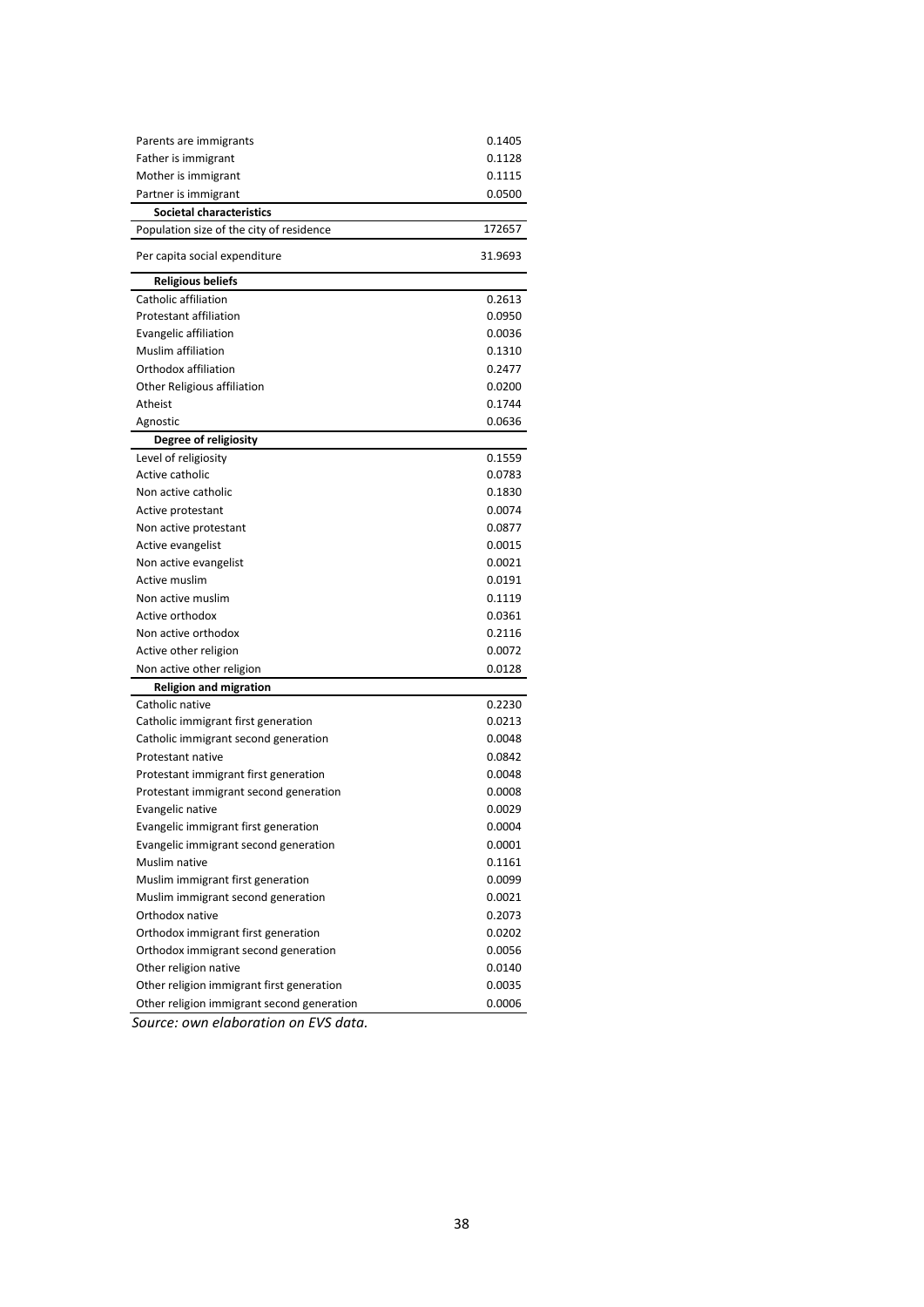| | |
|---|---|
| Parents are immigrants | 0.1405 |
| Father is immigrant | 0.1128 |
| Mother is immigrant | 0.1115 |
| Partner is immigrant | 0.0500 |
| **Societal characteristics** | |
| Population size of the city of residence | 172657 |
| Per capita social expenditure | 31.9693 |
| **Religious beliefs** | |
| Catholic affiliation | 0.2613 |
| Protestant affiliation | 0.0950 |
| Evangelic affiliation | 0.0036 |
| Muslim affiliation | 0.1310 |
| Orthodox affiliation | 0.2477 |
| Other Religious affiliation | 0.0200 |
| Atheist | 0.1744 |
| Agnostic | 0.0636 |
| **Degree of religiosity** | |
| Level of religiosity | 0.1559 |
| Active catholic | 0.0783 |
| Non active catholic | 0.1830 |
| Active protestant | 0.0074 |
| Non active protestant | 0.0877 |
| Active evangelist | 0.0015 |
| Non active evangelist | 0.0021 |
| Active muslim | 0.0191 |
| Non active muslim | 0.1119 |
| Active orthodox | 0.0361 |
| Non active orthodox | 0.2116 |
| Active other religion | 0.0072 |
| Non active other religion | 0.0128 |
| **Religion and migration** | |
| Catholic native | 0.2230 |
| Catholic immigrant first generation | 0.0213 |
| Catholic immigrant second generation | 0.0048 |
| Protestant native | 0.0842 |
| Protestant immigrant first generation | 0.0048 |
| Protestant immigrant second generation | 0.0008 |
| Evangelic native | 0.0029 |
| Evangelic immigrant first generation | 0.0004 |
| Evangelic immigrant second generation | 0.0001 |
| Muslim native | 0.1161 |
| Muslim immigrant first generation | 0.0099 |
| Muslim immigrant second generation | 0.0021 |
| Orthodox native | 0.2073 |
| Orthodox immigrant first generation | 0.0202 |
| Orthodox immigrant second generation | 0.0056 |
| Other religion native | 0.0140 |
| Other religion immigrant first generation | 0.0035 |
| Other religion immigrant second generation | 0.0006 |

*Source: own elaboration on EVS data.*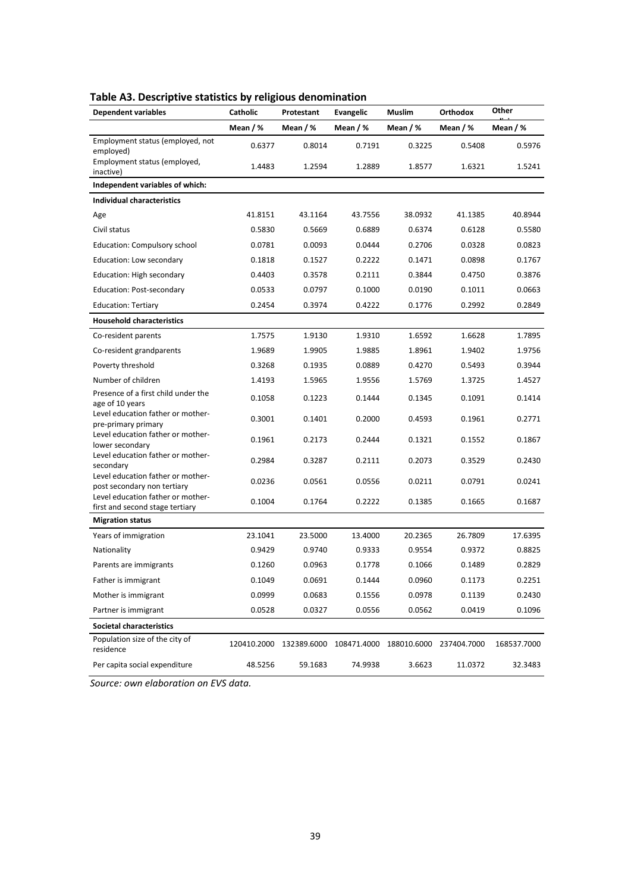**Table A3. Descriptive statistics by religious denomination**

| Dependent variables | Catholic | Protestant | Evangelic | Muslim | Orthodox | Other religions |
|---|---|---|---|---|---|---|
| | Mean / % | Mean / % | Mean / % | Mean / % | Mean / % | Mean / % |
| Employment status (employed, not employed) | 0.6377 | 0.8014 | 0.7191 | 0.3225 | 0.5408 | 0.5976 |
| Employment status (employed, inactive) | 1.4483 | 1.2594 | 1.2889 | 1.8577 | 1.6321 | 1.5241 |
| **Independent variables of which:** | | | | | | |
| **Individual characteristics** | | | | | | |
| Age | 41.8151 | 43.1164 | 43.7556 | 38.0932 | 41.1385 | 40.8944 |
| Civil status | 0.5830 | 0.5669 | 0.6889 | 0.6374 | 0.6128 | 0.5580 |
| Education: Compulsory school | 0.0781 | 0.0093 | 0.0444 | 0.2706 | 0.0328 | 0.0823 |
| Education: Low secondary | 0.1818 | 0.1527 | 0.2222 | 0.1471 | 0.0898 | 0.1767 |
| Education: High secondary | 0.4403 | 0.3578 | 0.2111 | 0.3844 | 0.4750 | 0.3876 |
| Education: Post-secondary | 0.0533 | 0.0797 | 0.1000 | 0.0190 | 0.1011 | 0.0663 |
| Education: Tertiary | 0.2454 | 0.3974 | 0.4222 | 0.1776 | 0.2992 | 0.2849 |
| **Household characteristics** | | | | | | |
| Co-resident parents | 1.7575 | 1.9130 | 1.9310 | 1.6592 | 1.6628 | 1.7895 |
| Co-resident grandparents | 1.9689 | 1.9905 | 1.9885 | 1.8961 | 1.9402 | 1.9756 |
| Poverty threshold | 0.3268 | 0.1935 | 0.0889 | 0.4270 | 0.5493 | 0.3944 |
| Number of children | 1.4193 | 1.5965 | 1.9556 | 1.5769 | 1.3725 | 1.4527 |
| Presence of a first child under the age of 10 years | 0.1058 | 0.1223 | 0.1444 | 0.1345 | 0.1091 | 0.1414 |
| Level education father or mother-pre-primary primary | 0.3001 | 0.1401 | 0.2000 | 0.4593 | 0.1961 | 0.2771 |
| Level education father or mother-lower secondary | 0.1961 | 0.2173 | 0.2444 | 0.1321 | 0.1552 | 0.1867 |
| Level education father or mother-secondary | 0.2984 | 0.3287 | 0.2111 | 0.2073 | 0.3529 | 0.2430 |
| Level education father or mother-post secondary non tertiary | 0.0236 | 0.0561 | 0.0556 | 0.0211 | 0.0791 | 0.0241 |
| Level education father or mother-first and second stage tertiary | 0.1004 | 0.1764 | 0.2222 | 0.1385 | 0.1665 | 0.1687 |
| **Migration status** | | | | | | |
| Years of immigration | 23.1041 | 23.5000 | 13.4000 | 20.2365 | 26.7809 | 17.6395 |
| Nationality | 0.9429 | 0.9740 | 0.9333 | 0.9554 | 0.9372 | 0.8825 |
| Parents are immigrants | 0.1260 | 0.0963 | 0.1778 | 0.1066 | 0.1489 | 0.2829 |
| Father is immigrant | 0.1049 | 0.0691 | 0.1444 | 0.0960 | 0.1173 | 0.2251 |
| Mother is immigrant | 0.0999 | 0.0683 | 0.1556 | 0.0978 | 0.1139 | 0.2430 |
| Partner is immigrant | 0.0528 | 0.0327 | 0.0556 | 0.0562 | 0.0419 | 0.1096 |
| **Societal characteristics** | | | | | | |
| Population size of the city of residence | 120410.2000 | 132389.6000 | 108471.4000 | 188010.6000 | 237404.7000 | 168537.7000 |
| Per capita social expenditure | 48.5256 | 59.1683 | 74.9938 | 3.6623 | 11.0372 | 32.3483 |

*Source: own elaboration on EVS data.*